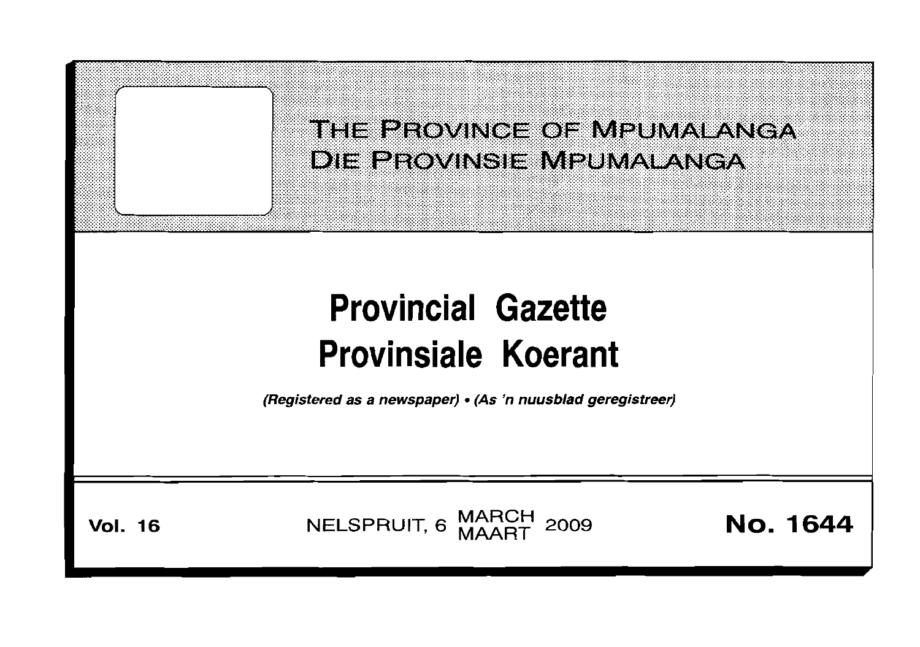# THE PROVINCE OF MPUMALANGA
# DIE PROVINSIE MPUMALANGA

# Provincial Gazette
# Provinsiale Koerant

*(Registered as a newspaper) • (As 'n nuusblad geregistreer)*

**Vol. 16** NELSPRUIT, 6 MARCH MAART 2009 **No. 1644**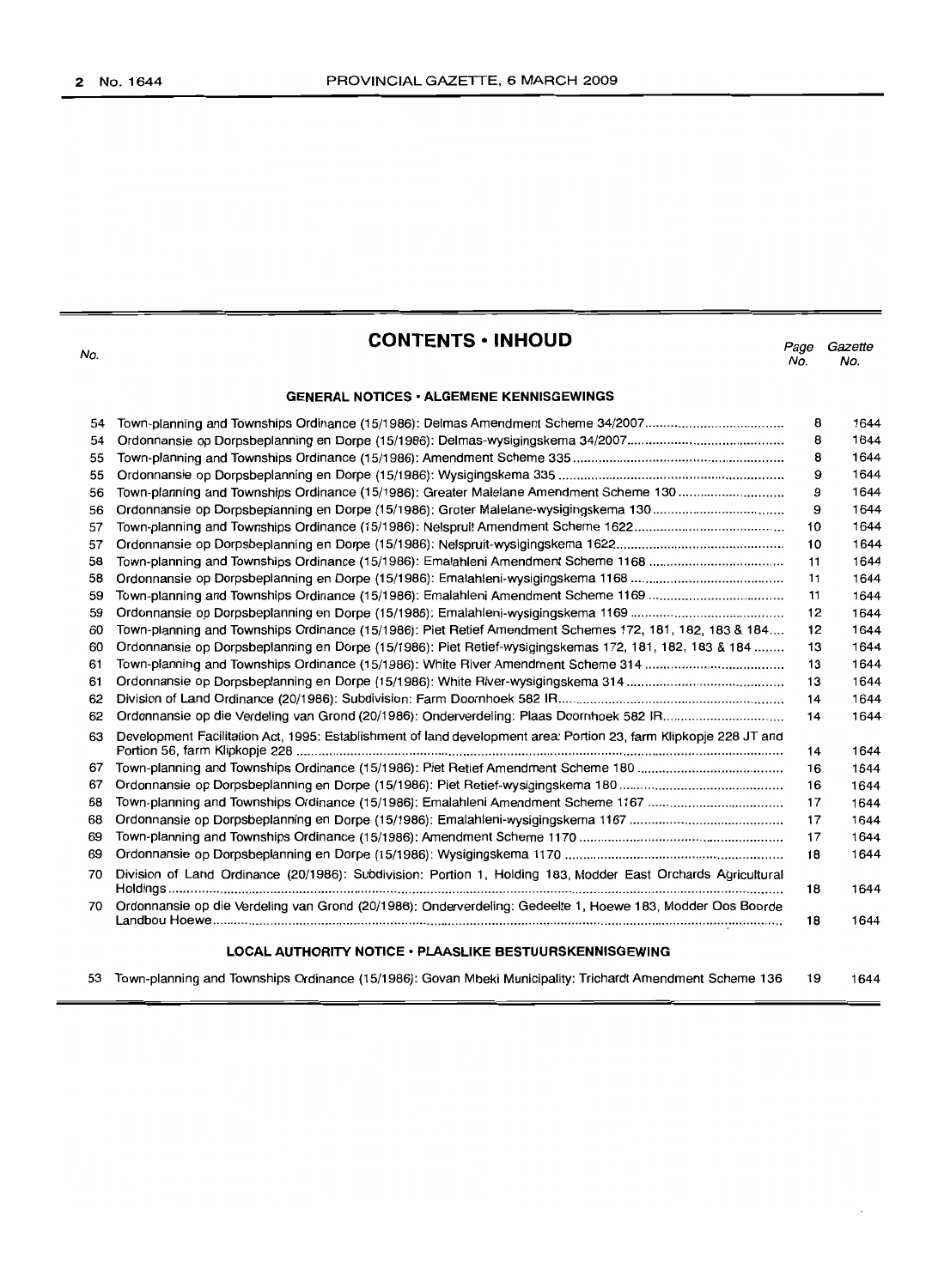# CONTENTS • INHOUD

| No. | | Page No. | Gazette No. |
|---|---|---|---|
| | **GENERAL NOTICES • ALGEMENE KENNISGEWINGS** | | |
| 54 | Town-planning and Townships Ordinance (15/1986): Delmas Amendment Scheme 34/2007 | 8 | 1644 |
| 54 | Ordonnansie op Dorpsbeplanning en Dorpe (15/1986): Delmas-wysigingskema 34/2007 | 8 | 1644 |
| 55 | Town-planning and Townships Ordinance (15/1986): Amendment Scheme 335 | 8 | 1644 |
| 55 | Ordonnansie op Dorpsbeplanning en Dorpe (15/1986): Wysigingskema 335 | 9 | 1644 |
| 56 | Town-planning and Townships Ordinance (15/1986): Greater Malelane Amendment Scheme 130 | 9 | 1644 |
| 56 | Ordonnansie op Dorpsbeplanning en Dorpe (15/1986): Groter Malelane-wysigingskema 130 | 9 | 1644 |
| 57 | Town-planning and Townships Ordinance (15/1986): Nelspruit Amendment Scheme 1622 | 10 | 1644 |
| 57 | Ordonnansie op Dorpsbeplanning en Dorpe (15/1986): Nelspruit-wysigingskema 1622 | 10 | 1644 |
| 58 | Town-planning and Townships Ordinance (15/1986): Emalahleni Amendment Scheme 1168 | 11 | 1644 |
| 58 | Ordonnansie op Dorpsbeplanning en Dorpe (15/1986): Emalahleni-wysigingskema 1168 | 11 | 1644 |
| 59 | Town-planning and Townships Ordinance (15/1986): Emalahleni Amendment Scheme 1169 | 11 | 1644 |
| 59 | Ordonnansie op Dorpsbeplanning en Dorpe (15/1986): Emalahleni-wysigingskema 1169 | 12 | 1644 |
| 60 | Town-planning and Townships Ordinance (15/1986): Piet Retief Amendment Schemes 172, 181, 182, 183 & 184 | 12 | 1644 |
| 60 | Ordonnansie op Dorpsbeplanning en Dorpe (15/1986): Piet Retief-wysigingskemas 172, 181, 182, 183 & 184 | 13 | 1644 |
| 61 | Town-planning and Townships Ordinance (15/1986): White River Amendment Scheme 314 | 13 | 1644 |
| 61 | Ordonnansie op Dorpsbeplanning en Dorpe (15/1986): White River-wysigingskema 314 | 13 | 1644 |
| 62 | Division of Land Ordinance (20/1986): Subdivision: Farm Doornhoek 582 IR | 14 | 1644 |
| 62 | Ordonnansie op die Verdeling van Grond (20/1986): Onderverdeling: Plaas Doornhoek 582 IR | 14 | 1644 |
| 63 | Development Facilitation Act, 1995: Establishment of land development area: Portion 23, farm Klipkopje 228 JT and Portion 56, farm Klipkopje 228 | 14 | 1644 |
| 67 | Town-planning and Townships Ordinance (15/1986): Piet Retief Amendment Scheme 180 | 16 | 1644 |
| 67 | Ordonnansie op Dorpsbeplanning en Dorpe (15/1986): Piet Retief-wysigingskema 180 | 16 | 1644 |
| 68 | Town-planning and Townships Ordinance (15/1986): Emalahleni Amendment Scheme 1167 | 17 | 1644 |
| 68 | Ordonnansie op Dorpsbeplanning en Dorpe (15/1986): Emalahleni-wysigingskema 1167 | 17 | 1644 |
| 69 | Town-planning and Townships Ordinance (15/1986): Amendment Scheme 1170 | 17 | 1644 |
| 69 | Ordonnansie op Dorpsbeplanning en Dorpe (15/1986): Wysigingskema 1170 | 18 | 1644 |
| 70 | Division of Land Ordinance (20/1986): Subdivision: Portion 1, Holding 183, Modder East Orchards Agricultural Holdings | 18 | 1644 |
| 70 | Ordonnansie op die Verdeling van Grond (20/1986): Onderverdeling: Gedeelte 1, Hoewe 183, Modder Oos Boorde Landbou Hoewe | 18 | 1644 |
| | **LOCAL AUTHORITY NOTICE • PLAASLIKE BESTUURSKENNISGEWING** | | |
| 53 | Town-planning and Townships Ordinance (15/1986): Govan Mbeki Municipality: Trichardt Amendment Scheme 136 | 19 | 1644 |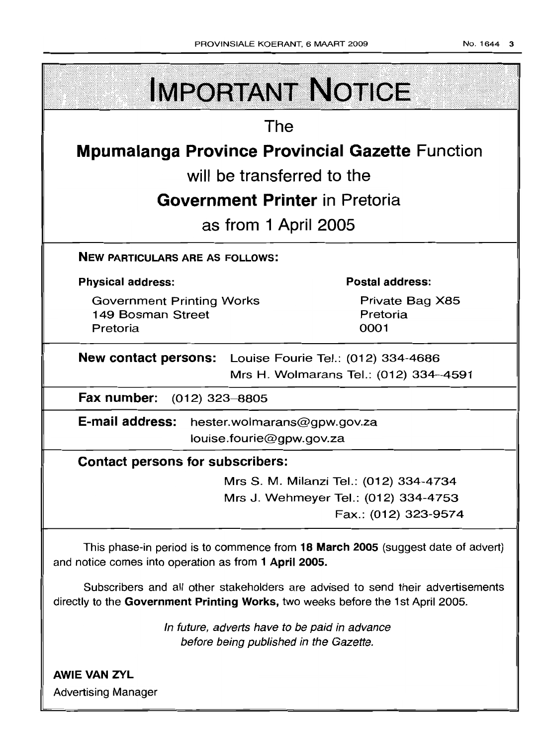# IMPORTANT NOTICE

The

**Mpumalanga Province Provincial Gazette** Function

will be transferred to the

**Government Printer** in Pretoria

as from 1 April 2005

**NEW PARTICULARS ARE AS FOLLOWS:**

**Physical address:**

Government Printing Works
149 Bosman Street
Pretoria

**Postal address:**

Private Bag X85
Pretoria
0001

**New contact persons:** Louise Fourie Tel.: (012) 334-4686
Mrs H. Wolmarans Tel.: (012) 334-4591

**Fax number:** (012) 323-8805

**E-mail address:** hester.wolmarans@gpw.gov.za
louise.fourie@gpw.gov.za

**Contact persons for subscribers:**

Mrs S. M. Milanzi Tel.: (012) 334-4734
Mrs J. Wehmeyer Tel.: (012) 334-4753
Fax.: (012) 323-9574

This phase-in period is to commence from **18 March 2005** (suggest date of advert) and notice comes into operation as from **1 April 2005.**

Subscribers and all other stakeholders are advised to send their advertisements directly to the **Government Printing Works,** two weeks before the 1st April 2005.

*In future, adverts have to be paid in advance before being published in the Gazette.*

**AWIE VAN ZYL**
Advertising Manager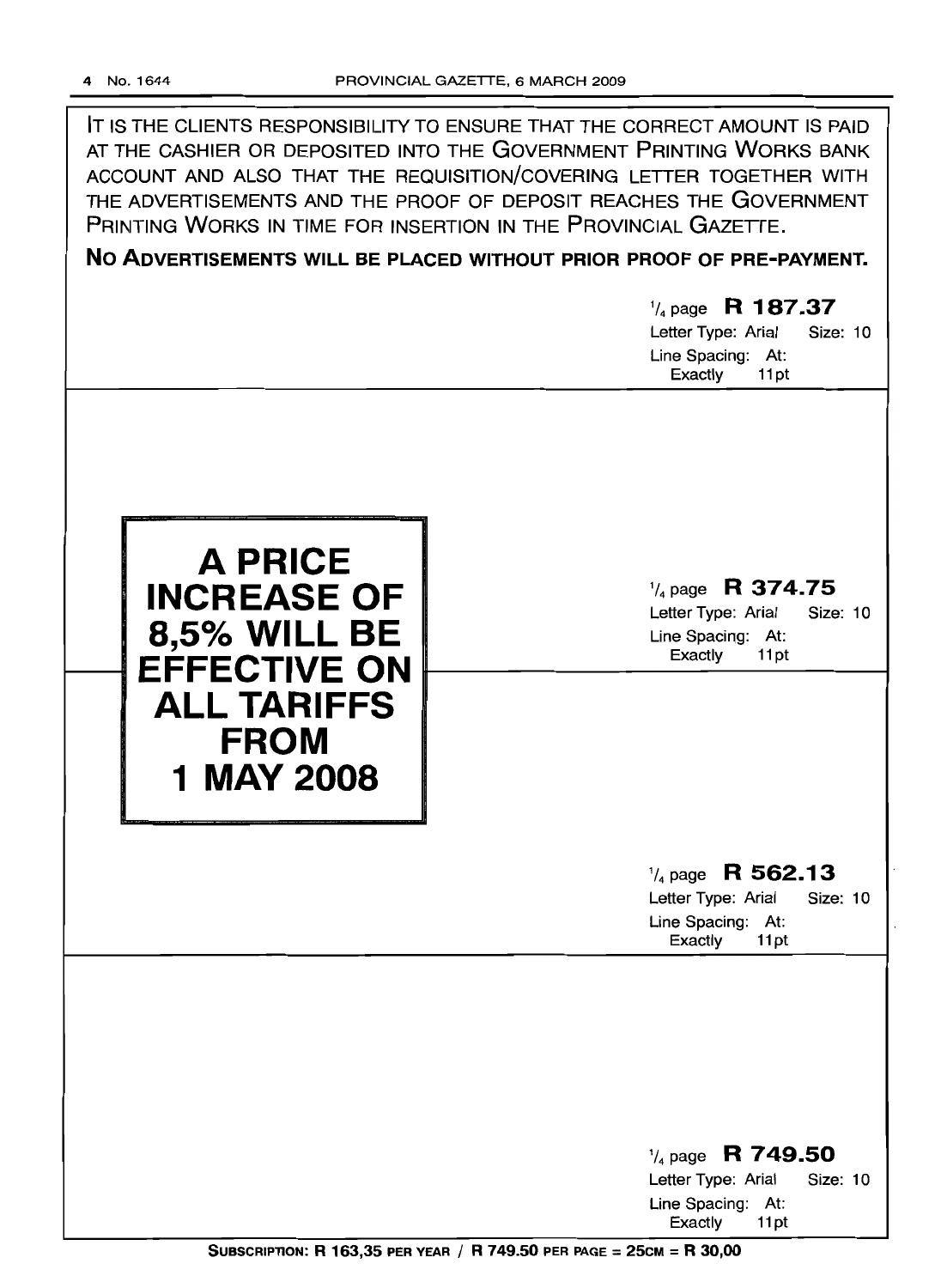IT IS THE CLIENTS RESPONSIBILITY TO ENSURE THAT THE CORRECT AMOUNT IS PAID AT THE CASHIER OR DEPOSITED INTO THE GOVERNMENT PRINTING WORKS BANK ACCOUNT AND ALSO THAT THE REQUISITION/COVERING LETTER TOGETHER WITH THE ADVERTISEMENTS AND THE PROOF OF DEPOSIT REACHES THE GOVERNMENT PRINTING WORKS IN TIME FOR INSERTION IN THE PROVINCIAL GAZETTE.

**NO ADVERTISEMENTS WILL BE PLACED WITHOUT PRIOR PROOF OF PRE-PAYMENT.**

¼ page **R 187.37**
Letter Type: Arial Size: 10
Line Spacing: At: Exactly 11pt

**A PRICE INCREASE OF 8,5% WILL BE EFFECTIVE ON ALL TARIFFS FROM 1 MAY 2008**

¼ page **R 374.75**
Letter Type: Arial Size: 10
Line Spacing: At: Exactly 11pt

¼ page **R 562.13**
Letter Type: Arial Size: 10
Line Spacing: At: Exactly 11pt

¼ page **R 749.50**
Letter Type: Arial Size: 10
Line Spacing: At: Exactly 11pt

**SUBSCRIPTION: R 163,35 PER YEAR / R 749.50 PER PAGE = 25CM = R 30,00**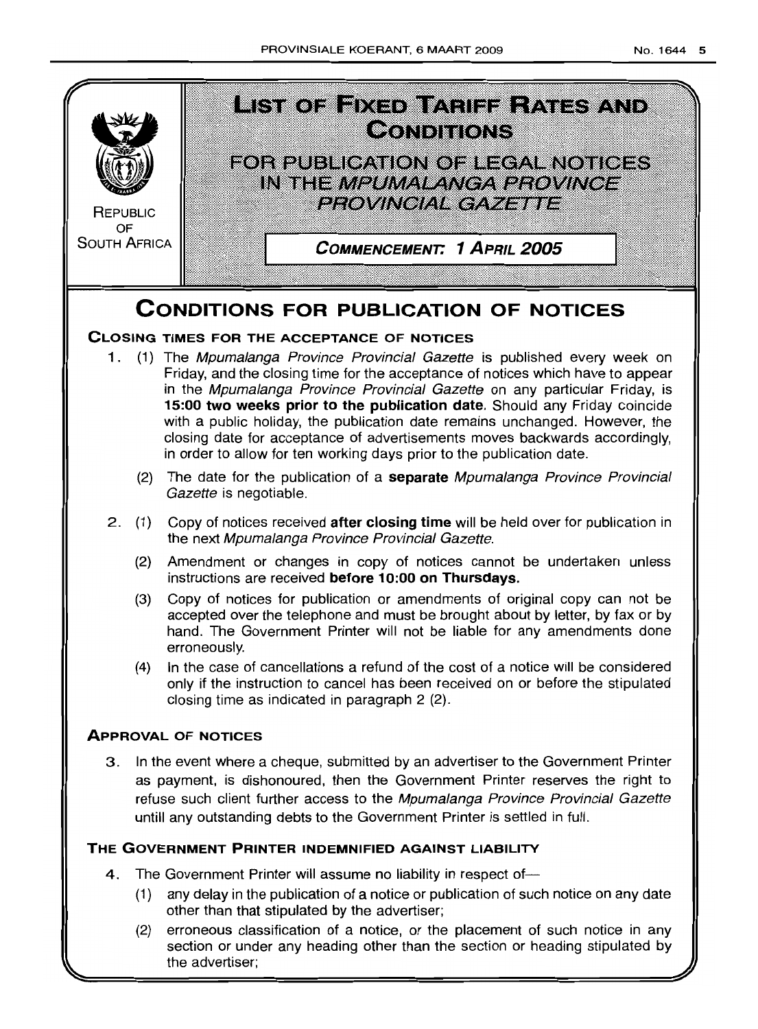REPUBLIC OF SOUTH AFRICA

# LIST OF FIXED TARIFF RATES AND CONDITIONS

## FOR PUBLICATION OF LEGAL NOTICES IN THE *MPUMALANGA PROVINCE PROVINCIAL GAZETTE*

**COMMENCEMENT: 1 APRIL 2005**

# CONDITIONS FOR PUBLICATION OF NOTICES

### CLOSING TIMES FOR THE ACCEPTANCE OF NOTICES

1. (1) The *Mpumalanga Province Provincial Gazette* is published every week on Friday, and the closing time for the acceptance of notices which have to appear in the *Mpumalanga Province Provincial Gazette* on any particular Friday, is **15:00 two weeks prior to the publication date**. Should any Friday coincide with a public holiday, the publication date remains unchanged. However, the closing date for acceptance of advertisements moves backwards accordingly, in order to allow for ten working days prior to the publication date.

   (2) The date for the publication of a **separate** *Mpumalanga Province Provincial Gazette* is negotiable.

2. (1) Copy of notices received **after closing time** will be held over for publication in the next *Mpumalanga Province Provincial Gazette*.

   (2) Amendment or changes in copy of notices cannot be undertaken unless instructions are received **before 10:00 on Thursdays.**

   (3) Copy of notices for publication or amendments of original copy can not be accepted over the telephone and must be brought about by letter, by fax or by hand. The Government Printer will not be liable for any amendments done erroneously.

   (4) In the case of cancellations a refund of the cost of a notice will be considered only if the instruction to cancel has been received on or before the stipulated closing time as indicated in paragraph 2 (2).

### APPROVAL OF NOTICES

3. In the event where a cheque, submitted by an advertiser to the Government Printer as payment, is dishonoured, then the Government Printer reserves the right to refuse such client further access to the *Mpumalanga Province Provincial Gazette* untill any outstanding debts to the Government Printer is settled in full.

### THE GOVERNMENT PRINTER INDEMNIFIED AGAINST LIABILITY

4. The Government Printer will assume no liability in respect of—

   (1) any delay in the publication of a notice or publication of such notice on any date other than that stipulated by the advertiser;

   (2) erroneous classification of a notice, or the placement of such notice in any section or under any heading other than the section or heading stipulated by the advertiser;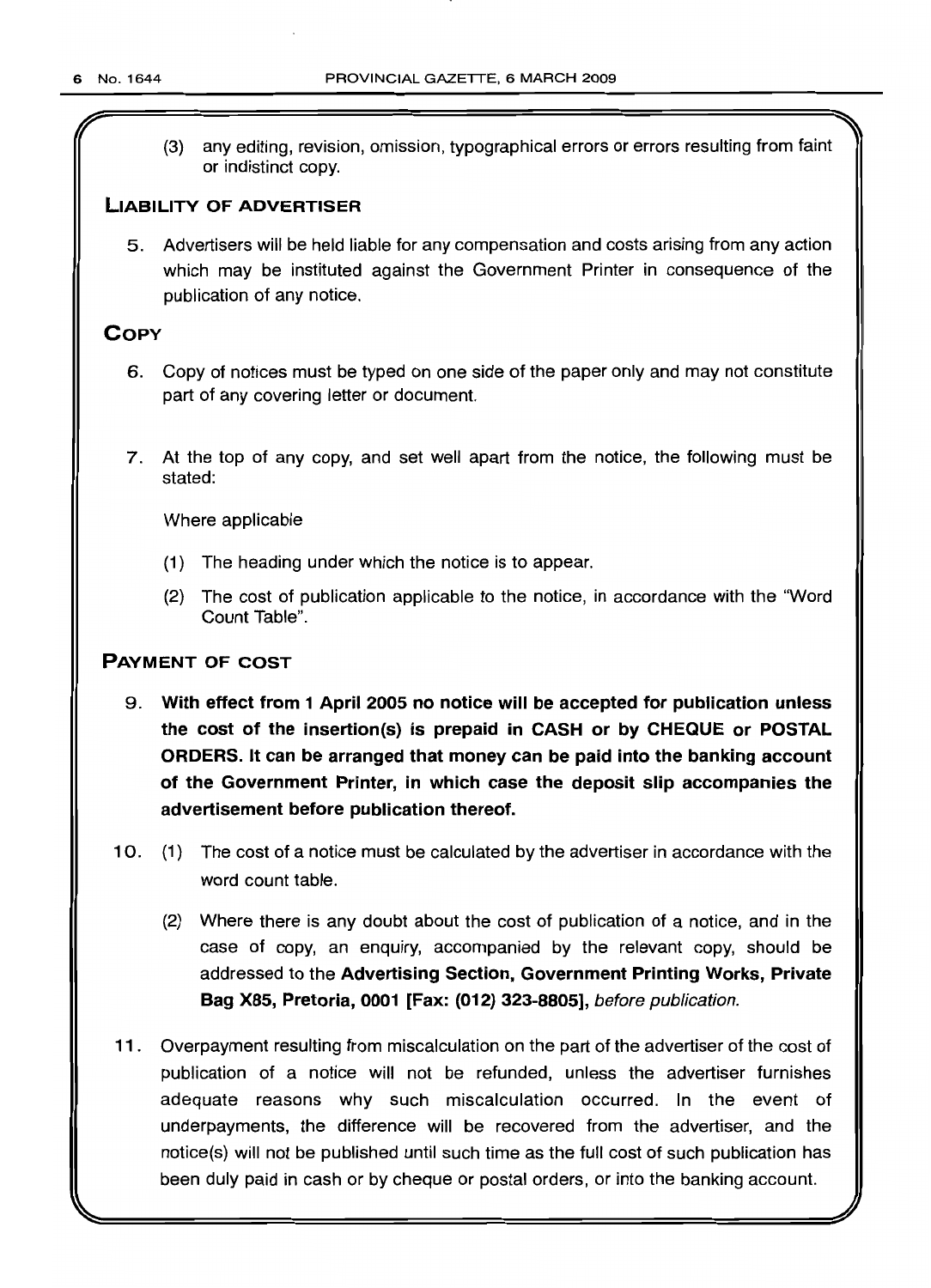(3) any editing, revision, omission, typographical errors or errors resulting from faint or indistinct copy.

## LIABILITY OF ADVERTISER

5. Advertisers will be held liable for any compensation and costs arising from any action which may be instituted against the Government Printer in consequence of the publication of any notice.

## COPY

6. Copy of notices must be typed on one side of the paper only and may not constitute part of any covering letter or document.

7. At the top of any copy, and set well apart from the notice, the following must be stated:

   Where applicable

   (1) The heading under which the notice is to appear.

   (2) The cost of publication applicable to the notice, in accordance with the "Word Count Table".

## PAYMENT OF COST

9. **With effect from 1 April 2005 no notice will be accepted for publication unless the cost of the insertion(s) is prepaid in CASH or by CHEQUE or POSTAL ORDERS. It can be arranged that money can be paid into the banking account of the Government Printer, in which case the deposit slip accompanies the advertisement before publication thereof.**

10. (1) The cost of a notice must be calculated by the advertiser in accordance with the word count table.

    (2) Where there is any doubt about the cost of publication of a notice, and in the case of copy, an enquiry, accompanied by the relevant copy, should be addressed to the **Advertising Section, Government Printing Works, Private Bag X85, Pretoria, 0001 [Fax: (012) 323-8805],** *before publication.*

11. Overpayment resulting from miscalculation on the part of the advertiser of the cost of publication of a notice will not be refunded, unless the advertiser furnishes adequate reasons why such miscalculation occurred. In the event of underpayments, the difference will be recovered from the advertiser, and the notice(s) will not be published until such time as the full cost of such publication has been duly paid in cash or by cheque or postal orders, or into the banking account.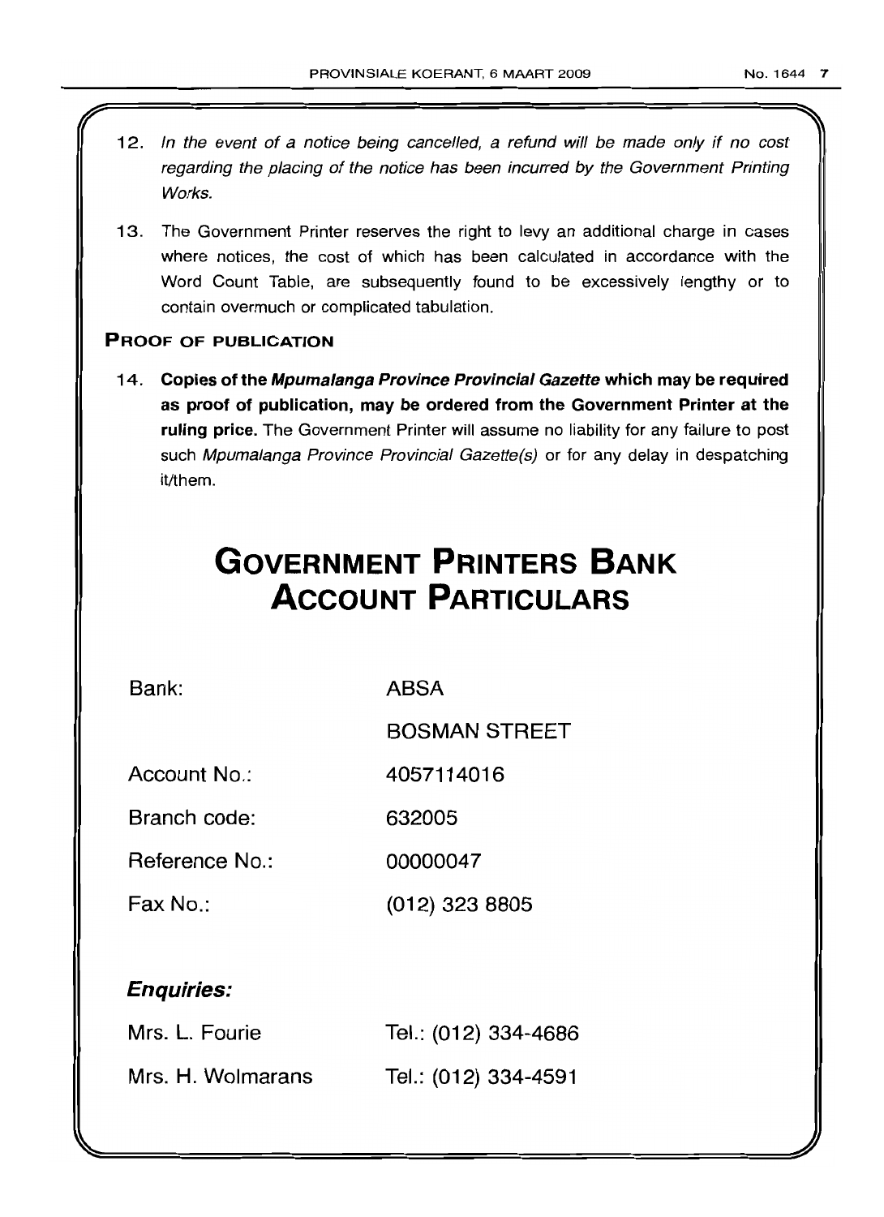12. *In the event of a notice being cancelled, a refund will be made only if no cost regarding the placing of the notice has been incurred by the Government Printing Works.*

13. The Government Printer reserves the right to levy an additional charge in cases where notices, the cost of which has been calculated in accordance with the Word Count Table, are subsequently found to be excessively lengthy or to contain overmuch or complicated tabulation.

**PROOF OF PUBLICATION**

14. **Copies of the *Mpumalanga Province Provincial Gazette* which may be required as proof of publication, may be ordered from the Government Printer at the ruling price.** The Government Printer will assume no liability for any failure to post such *Mpumalanga Province Provincial Gazette(s)* or for any delay in despatching it/them.

# GOVERNMENT PRINTERS BANK ACCOUNT PARTICULARS

| | |
|---|---|
| Bank: | ABSA |
| | BOSMAN STREET |
| Account No.: | 4057114016 |
| Branch code: | 632005 |
| Reference No.: | 00000047 |
| Fax No.: | (012) 323 8805 |

***Enquiries:***

| | |
|---|---|
| Mrs. L. Fourie | Tel.: (012) 334-4686 |
| Mrs. H. Wolmarans | Tel.: (012) 334-4591 |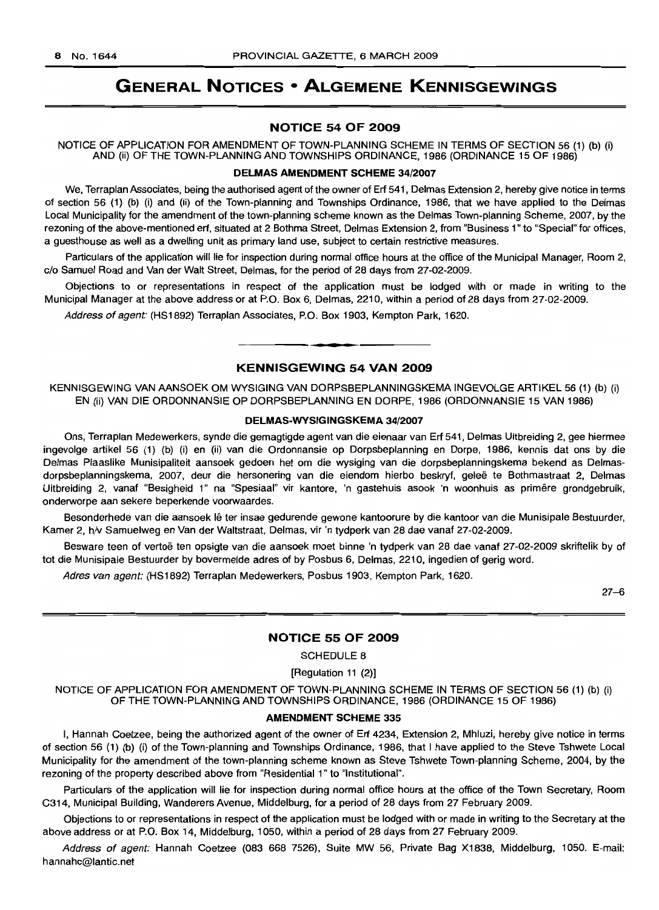# GENERAL NOTICES • ALGEMENE KENNISGEWINGS

## NOTICE 54 OF 2009

NOTICE OF APPLICATION FOR AMENDMENT OF TOWN-PLANNING SCHEME IN TERMS OF SECTION 56 (1) (b) (i) AND (ii) OF THE TOWN-PLANNING AND TOWNSHIPS ORDINANCE, 1986 (ORDINANCE 15 OF 1986)

### DELMAS AMENDMENT SCHEME 34/2007

We, Terraplan Associates, being the authorised agent of the owner of Erf 541, Delmas Extension 2, hereby give notice in terms of section 56 (1) (b) (i) and (ii) of the Town-planning and Townships Ordinance, 1986, that we have applied to the Delmas Local Municipality for the amendment of the town-planning scheme known as the Delmas Town-planning Scheme, 2007, by the rezoning of the above-mentioned erf, situated at 2 Bothma Street, Delmas Extension 2, from "Business 1" to "Special" for offices, a guesthouse as well as a dwelling unit as primary land use, subject to certain restrictive measures.

Particulars of the application will lie for inspection during normal office hours at the office of the Municipal Manager, Room 2, c/o Samuel Road and Van der Walt Street, Delmas, for the period of 28 days from 27-02-2009.

Objections to or representations in respect of the application must be lodged with or made in writing to the Municipal Manager at the above address or at P.O. Box 6, Delmas, 2210, within a period of 28 days from 27-02-2009.

*Address of agent:* (HS1892) Terraplan Associates, P.O. Box 1903, Kempton Park, 1620.

---

## KENNISGEWING 54 VAN 2009

KENNISGEWING VAN AANSOEK OM WYSIGING VAN DORPSBEPLANNINGSKEMA INGEVOLGE ARTIKEL 56 (1) (b) (i) EN (ii) VAN DIE ORDONNANSIE OP DORPSBEPLANNING EN DORPE, 1986 (ORDONNANSIE 15 VAN 1986)

### DELMAS-WYSIGINGSKEMA 34/2007

Ons, Terraplan Medewerkers, synde die gemagtigde agent van die eienaar van Erf 541, Delmas Uitbreiding 2, gee hiermee ingevolge artikel 56 (1) (b) (i) en (ii) van die Ordonnansie op Dorpsbeplanning en Dorpe, 1986, kennis dat ons by die Delmas Plaaslike Munisipaliteit aansoek gedoen het om die wysiging van die dorpsbeplanningskema bekend as Delmas-dorpsbeplanningskema, 2007, deur die hersonering van die eiendom hierbo beskryf, geleë te Bothmastraat 2, Delmas Uitbreiding 2, vanaf "Besigheid 1" na "Spesiaal" vir kantore, 'n gastehuis asook 'n woonhuis as primêre grondgebruik, onderworpe aan sekere beperkende voorwaardes.

Besonderhede van die aansoek lê ter insae gedurende gewone kantoorure by die kantoor van die Munisipale Bestuurder, Kamer 2, h/v Samuelweg en Van der Waltstraat, Delmas, vir 'n tydperk van 28 dae vanaf 27-02-2009.

Besware teen of vertoë ten opsigte van die aansoek moet binne 'n tydperk van 28 dae vanaf 27-02-2009 skriftelik by of tot die Munisipale Bestuurder by bovermelde adres of by Posbus 6, Delmas, 2210, ingedien of gerig word.

*Adres van agent:* (HS1892) Terraplan Medewerkers, Posbus 1903, Kempton Park, 1620.

27–6

---

## NOTICE 55 OF 2009

SCHEDULE 8

[Regulation 11 (2)]

NOTICE OF APPLICATION FOR AMENDMENT OF TOWN-PLANNING SCHEME IN TERMS OF SECTION 56 (1) (b) (i) OF THE TOWN-PLANNING AND TOWNSHIPS ORDINANCE, 1986 (ORDINANCE 15 OF 1986)

### AMENDMENT SCHEME 335

I, Hannah Coetzee, being the authorized agent of the owner of Erf 4234, Extension 2, Mhluzi, hereby give notice in terms of section 56 (1) (b) (i) of the Town-planning and Townships Ordinance, 1986, that I have applied to the Steve Tshwete Local Municipality for the amendment of the town-planning scheme known as Steve Tshwete Town-planning Scheme, 2004, by the rezoning of the property described above from "Residential 1" to "Institutional".

Particulars of the application will lie for inspection during normal office hours at the office of the Town Secretary, Room C314, Municipal Building, Wanderers Avenue, Middelburg, for a period of 28 days from 27 February 2009.

Objections to or representations in respect of the application must be lodged with or made in writing to the Secretary at the above address or at P.O. Box 14, Middelburg, 1050, within a period of 28 days from 27 February 2009.

*Address of agent:* Hannah Coetzee (083 668 7526), Suite MW 56, Private Bag X1838, Middelburg, 1050. E-mail: hannahc@lantic.net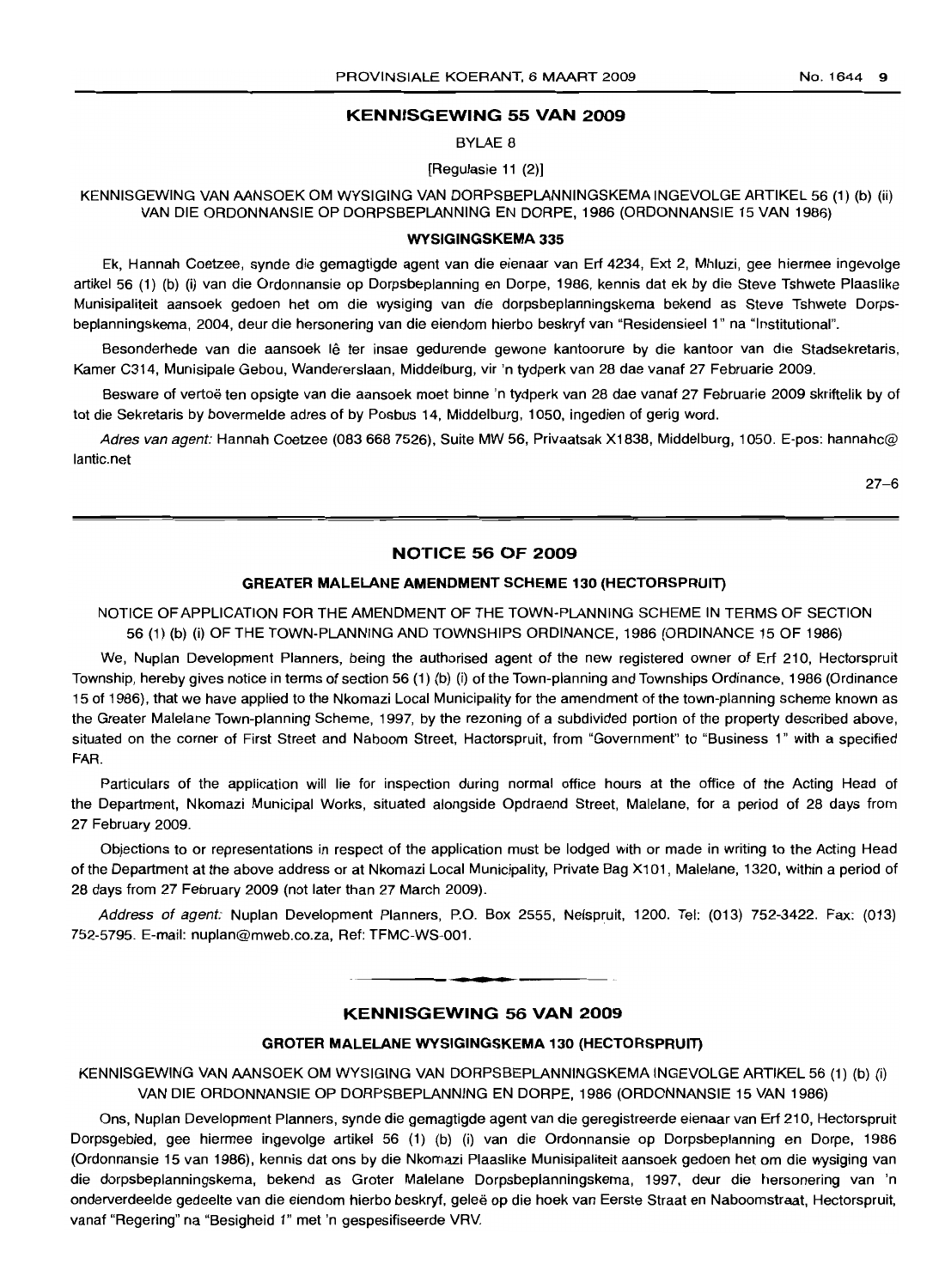## KENNISGEWING 55 VAN 2009

BYLAE 8

[Regulasie 11 (2)]

KENNISGEWING VAN AANSOEK OM WYSIGING VAN DORPSBEPLANNINGSKEMA INGEVOLGE ARTIKEL 56 (1) (b) (ii) VAN DIE ORDONNANSIE OP DORPSBEPLANNING EN DORPE, 1986 (ORDONNANSIE 15 VAN 1986)

### WYSIGINGSKEMA 335

Ek, Hannah Coetzee, synde die gemagtigde agent van die eienaar van Erf 4234, Ext 2, Mhluzi, gee hiermee ingevolge artikel 56 (1) (b) (i) van die Ordonnansie op Dorpsbeplanning en Dorpe, 1986, kennis dat ek by die Steve Tshwete Plaaslike Munisipaliteit aansoek gedoen het om die wysiging van die dorpsbeplanningskema bekend as Steve Tshwete Dorpsbeplanningskema, 2004, deur die hersonering van die eiendom hierbo beskryf van "Residensieel 1" na "Institutional".

Besonderhede van die aansoek lê ter insae gedurende gewone kantoorure by die kantoor van die Stadsekretaris, Kamer C314, Munisipale Gebou, Wandererslaan, Middelburg, vir 'n tydperk van 28 dae vanaf 27 Februarie 2009.

Besware of vertoë ten opsigte van die aansoek moet binne 'n tydperk van 28 dae vanaf 27 Februarie 2009 skriftelik by of tot die Sekretaris by bovermelde adres of by Posbus 14, Middelburg, 1050, ingedien of gerig word.

*Adres van agent:* Hannah Coetzee (083 668 7526), Suite MW 56, Privaatsak X1838, Middelburg, 1050. E-pos: hannahc@lantic.net

27–6

---

## NOTICE 56 OF 2009

### GREATER MALELANE AMENDMENT SCHEME 130 (HECTORSPRUIT)

NOTICE OF APPLICATION FOR THE AMENDMENT OF THE TOWN-PLANNING SCHEME IN TERMS OF SECTION 56 (1) (b) (i) OF THE TOWN-PLANNING AND TOWNSHIPS ORDINANCE, 1986 (ORDINANCE 15 OF 1986)

We, Nuplan Development Planners, being the authorised agent of the new registered owner of Erf 210, Hectorspruit Township, hereby gives notice in terms of section 56 (1) (b) (i) of the Town-planning and Townships Ordinance, 1986 (Ordinance 15 of 1986), that we have applied to the Nkomazi Local Municipality for the amendment of the town-planning scheme known as the Greater Malelane Town-planning Scheme, 1997, by the rezoning of a subdivided portion of the property described above, situated on the corner of First Street and Naboom Street, Hactorspruit, from "Government" to "Business 1" with a specified FAR.

Particulars of the application will lie for inspection during normal office hours at the office of the Acting Head of the Department, Nkomazi Municipal Works, situated alongside Opdraend Street, Malelane, for a period of 28 days from 27 February 2009.

Objections to or representations in respect of the application must be lodged with or made in writing to the Acting Head of the Department at the above address or at Nkomazi Local Municipality, Private Bag X101, Malelane, 1320, within a period of 28 days from 27 February 2009 (not later than 27 March 2009).

*Address of agent:* Nuplan Development Planners, P.O. Box 2555, Nelspruit, 1200. Tel: (013) 752-3422. Fax: (013) 752-5795. E-mail: nuplan@mweb.co.za, Ref: TFMC-WS-001.

---

## KENNISGEWING 56 VAN 2009

### GROTER MALELANE WYSIGINGSKEMA 130 (HECTORSPRUIT)

KENNISGEWING VAN AANSOEK OM WYSIGING VAN DORPSBEPLANNINGSKEMA INGEVOLGE ARTIKEL 56 (1) (b) (i) VAN DIE ORDONNANSIE OP DORPSBEPLANNING EN DORPE, 1986 (ORDONNANSIE 15 VAN 1986)

Ons, Nuplan Development Planners, synde die gemagtigde agent van die geregistreerde eienaar van Erf 210, Hectorspruit Dorpsgebied, gee hiermee ingevolge artikel 56 (1) (b) (i) van die Ordonnansie op Dorpsbeplanning en Dorpe, 1986 (Ordonnansie 15 van 1986), kennis dat ons by die Nkomazi Plaaslike Munisipaliteit aansoek gedoen het om die wysiging van die dorpsbeplanningskema, bekend as Groter Malelane Dorpsbeplanningskema, 1997, deur die hersonering van 'n onderverdeelde gedeelte van die eiendom hierbo beskryf, geleë op die hoek van Eerste Straat en Naboomstraat, Hectorspruit, vanaf "Regering" na "Besigheid 1" met 'n gespesifiseerde VRV.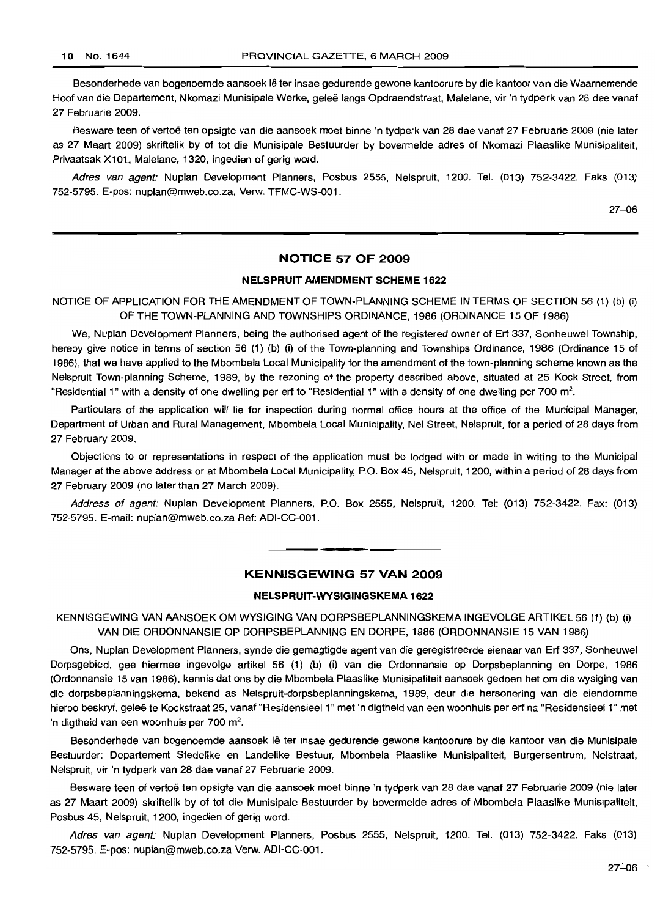Besonderhede van bogenoemde aansoek lê ter insae gedurende gewone kantoorure by die kantoor van die Waarnemende Hoof van die Departement, Nkomazi Munisipale Werke, geleë langs Opdraendstraat, Malelane, vir 'n tydperk van 28 dae vanaf 27 Februarie 2009.

Besware teen of vertoë ten opsigte van die aansoek moet binne 'n tydperk van 28 dae vanaf 27 Februarie 2009 (nie later as 27 Maart 2009) skriftelik by of tot die Munisipale Bestuurder by bovermelde adres of Nkomazi Plaaslike Munisipaliteit, Privaatsak X101, Malelane, 1320, ingedien of gerig word.

*Adres van agent:* Nuplan Development Planners, Posbus 2555, Nelspruit, 1200. Tel. (013) 752-3422. Faks (013) 752-5795. E-pos: nuplan@mweb.co.za, Verw. TFMC-WS-001.

27–06

## NOTICE 57 OF 2009

### NELSPRUIT AMENDMENT SCHEME 1622

NOTICE OF APPLICATION FOR THE AMENDMENT OF TOWN-PLANNING SCHEME IN TERMS OF SECTION 56 (1) (b) (i) OF THE TOWN-PLANNING AND TOWNSHIPS ORDINANCE, 1986 (ORDINANCE 15 OF 1986)

We, Nuplan Development Planners, being the authorised agent of the registered owner of Erf 337, Sonheuwel Township, hereby give notice in terms of section 56 (1) (b) (i) of the Town-planning and Townships Ordinance, 1986 (Ordinance 15 of 1986), that we have applied to the Mbombela Local Municipality for the amendment of the town-planning scheme known as the Nelspruit Town-planning Scheme, 1989, by the rezoning of the property described above, situated at 25 Kock Street, from "Residential 1" with a density of one dwelling per erf to "Residential 1" with a density of one dwelling per 700 m$^2$.

Particulars of the application will lie for inspection during normal office hours at the office of the Municipal Manager, Department of Urban and Rural Management, Mbombela Local Municipality, Nel Street, Nelspruit, for a period of 28 days from 27 February 2009.

Objections to or representations in respect of the application must be lodged with or made in writing to the Municipal Manager at the above address or at Mbombela Local Municipality, P.O. Box 45, Nelspruit, 1200, within a period of 28 days from 27 February 2009 (no later than 27 March 2009).

*Address of agent:* Nuplan Development Planners, P.O. Box 2555, Nelspruit, 1200. Tel: (013) 752-3422. Fax: (013) 752-5795. E-mail: nuplan@mweb.co.za Ref: ADI-CC-001.

## KENNISGEWING 57 VAN 2009

### NELSPRUIT-WYSIGINGSKEMA 1622

KENNISGEWING VAN AANSOEK OM WYSIGING VAN DORPSBEPLANNINGSKEMA INGEVOLGE ARTIKEL 56 (1) (b) (i) VAN DIE ORDONNANSIE OP DORPSBEPLANNING EN DORPE, 1986 (ORDONNANSIE 15 VAN 1986)

Ons, Nuplan Development Planners, synde die gemagtigde agent van die geregistreerde eienaar van Erf 337, Sonheuwel Dorpsgebied, gee hiermee ingevolge artikel 56 (1) (b) (i) van die Ordonnansie op Dorpsbeplanning en Dorpe, 1986 (Ordonnansie 15 van 1986), kennis dat ons by die Mbombela Plaaslike Munisipaliteit aansoek gedoen het om die wysiging van die dorpsbeplanningskema, bekend as Nelspruit-dorpsbeplanningskema, 1989, deur die hersonering van die eiendomme hierbo beskryf, geleë te Kockstraat 25, vanaf "Residensieel 1" met 'n digtheid van een woonhuis per erf na "Residensieel 1" met 'n digtheid van een woonhuis per 700 m$^2$.

Besonderhede van bogenoemde aansoek lê ter insae gedurende gewone kantoorure by die kantoor van die Munisipale Bestuurder: Departement Stedelike en Landelike Bestuur, Mbombela Plaaslike Munisipaliteit, Burgersentrum, Nelstraat, Nelspruit, vir 'n tydperk van 28 dae vanaf 27 Februarie 2009.

Besware teen of vertoë ten opsigte van die aansoek moet binne 'n tydperk van 28 dae vanaf 27 Februarie 2009 (nie later as 27 Maart 2009) skriftelik by of tot die Munisipale Bestuurder by bovermelde adres of Mbombela Plaaslike Munisipaliteit, Posbus 45, Nelspruit, 1200, ingedien of gerig word.

*Adres van agent:* Nuplan Development Planners, Posbus 2555, Nelspruit, 1200. Tel. (013) 752-3422. Faks (013) 752-5795. E-pos: nuplan@mweb.co.za Verw. ADI-CC-001.

27–06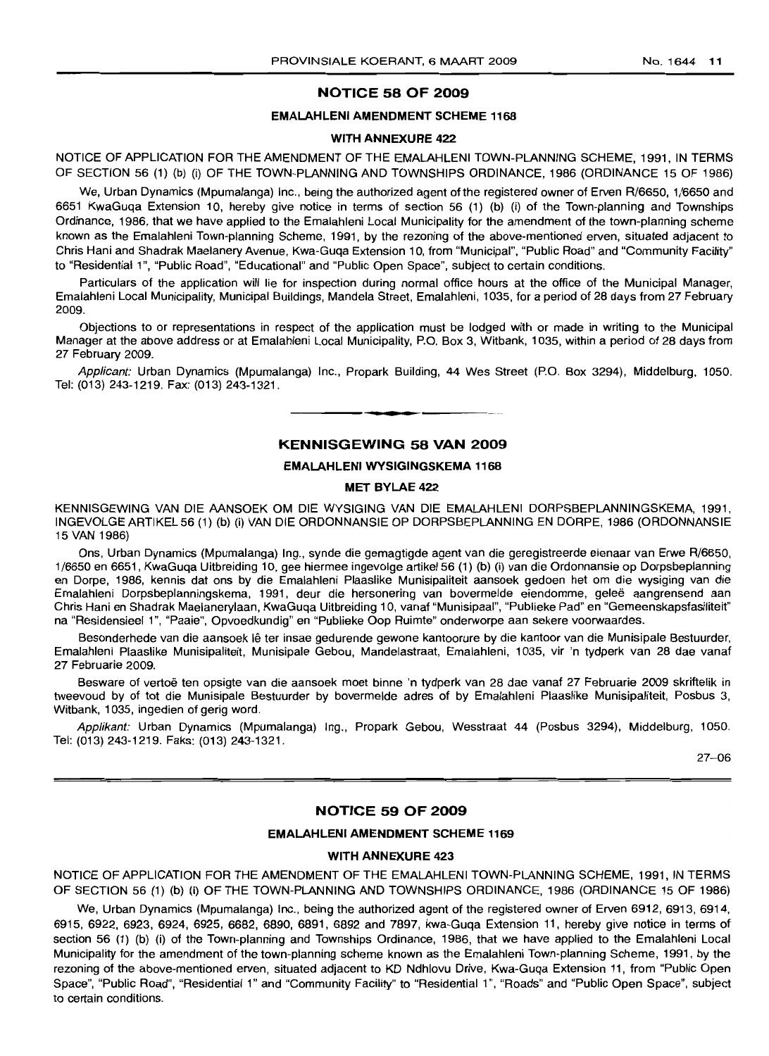## NOTICE 58 OF 2009

### EMALAHLENI AMENDMENT SCHEME 1168

### WITH ANNEXURE 422

NOTICE OF APPLICATION FOR THE AMENDMENT OF THE EMALAHLENI TOWN-PLANNING SCHEME, 1991, IN TERMS OF SECTION 56 (1) (b) (i) OF THE TOWN-PLANNING AND TOWNSHIPS ORDINANCE, 1986 (ORDINANCE 15 OF 1986)

We, Urban Dynamics (Mpumalanga) Inc., being the authorized agent of the registered owner of Erven R/6650, 1/6650 and 6651 KwaGuqa Extension 10, hereby give notice in terms of section 56 (1) (b) (i) of the Town-planning and Townships Ordinance, 1986, that we have applied to the Emalahleni Local Municipality for the amendment of the town-planning scheme known as the Emalahleni Town-planning Scheme, 1991, by the rezoning of the above-mentioned erven, situated adjacent to Chris Hani and Shadrak Maelanery Avenue, Kwa-Guqa Extension 10, from "Municipal", "Public Road" and "Community Facility" to "Residential 1", "Public Road", "Educational" and "Public Open Space", subject to certain conditions.

Particulars of the application will lie for inspection during normal office hours at the office of the Municipal Manager, Emalahleni Local Municipality, Municipal Buildings, Mandela Street, Emalahleni, 1035, for a period of 28 days from 27 February 2009.

Objections to or representations in respect of the application must be lodged with or made in writing to the Municipal Manager at the above address or at Emalahleni Local Municipality, P.O. Box 3, Witbank, 1035, within a period of 28 days from 27 February 2009.

*Applicant:* Urban Dynamics (Mpumalanga) Inc., Propark Building, 44 Wes Street (P.O. Box 3294), Middelburg, 1050. Tel: (013) 243-1219. Fax: (013) 243-1321.

## KENNISGEWING 58 VAN 2009

### EMALAHLENI WYSIGINGSKEMA 1168

### MET BYLAE 422

KENNISGEWING VAN DIE AANSOEK OM DIE WYSIGING VAN DIE EMALAHLENI DORPSBEPLANNINGSKEMA, 1991, INGEVOLGE ARTIKEL 56 (1) (b) (i) VAN DIE ORDONNANSIE OP DORPSBEPLANNING EN DORPE, 1986 (ORDONNANSIE 15 VAN 1986)

Ons, Urban Dynamics (Mpumalanga) Ing., synde die gemagtigde agent van die geregistreerde eienaar van Erwe R/6650, 1/6650 en 6651, KwaGuqa Uitbreiding 10, gee hiermee ingevolge artikel 56 (1) (b) (i) van die Ordonnansie op Dorpsbeplanning en Dorpe, 1986, kennis dat ons by die Emalahleni Plaaslike Munisipaliteit aansoek gedoen het om die wysiging van die Emalahleni Dorpsbeplanningskema, 1991, deur die hersonering van bovermelde eiendomme, geleë aangrensend aan Chris Hani en Shadrak Maelanerylaan, KwaGuqa Uitbreiding 10, vanaf "Munisipaal", "Publieke Pad" en "Gemeenskapsfasiliteit" na "Residensieel 1", "Paaie", Opvoedkundig" en "Publieke Oop Ruimte" onderworpe aan sekere voorwaardes.

Besonderhede van die aansoek lê ter insae gedurende gewone kantoorure by die kantoor van die Munisipale Bestuurder, Emalahleni Plaaslike Munisipaliteit, Munisipale Gebou, Mandelastraat, Emalahleni, 1035, vir 'n tydperk van 28 dae vanaf 27 Februarie 2009.

Besware of vertoë ten opsigte van die aansoek moet binne 'n tydperk van 28 dae vanaf 27 Februarie 2009 skriftelik in tweevoud by of tot die Munisipale Bestuurder by bovermelde adres of by Emalahleni Plaaslike Munisipaliteit, Posbus 3, Witbank, 1035, ingedien of gerig word.

*Applikant:* Urban Dynamics (Mpumalanga) Ing., Propark Gebou, Wesstraat 44 (Posbus 3294), Middelburg, 1050. Tel: (013) 243-1219. Faks: (013) 243-1321.

27–06

## NOTICE 59 OF 2009

### EMALAHLENI AMENDMENT SCHEME 1169

### WITH ANNEXURE 423

NOTICE OF APPLICATION FOR THE AMENDMENT OF THE EMALAHLENI TOWN-PLANNING SCHEME, 1991, IN TERMS OF SECTION 56 (1) (b) (i) OF THE TOWN-PLANNING AND TOWNSHIPS ORDINANCE, 1986 (ORDINANCE 15 OF 1986)

We, Urban Dynamics (Mpumalanga) Inc., being the authorized agent of the registered owner of Erven 6912, 6913, 6914, 6915, 6922, 6923, 6924, 6925, 6682, 6890, 6891, 6892 and 7897, kwa-Guqa Extension 11, hereby give notice in terms of section 56 (1) (b) (i) of the Town-planning and Townships Ordinance, 1986, that we have applied to the Emalahleni Local Municipality for the amendment of the town-planning scheme known as the Emalahleni Town-planning Scheme, 1991, by the rezoning of the above-mentioned erven, situated adjacent to KD Ndhlovu Drive, Kwa-Guqa Extension 11, from "Public Open Space", "Public Road", "Residential 1" and "Community Facility" to "Residential 1", "Roads" and "Public Open Space", subject to certain conditions.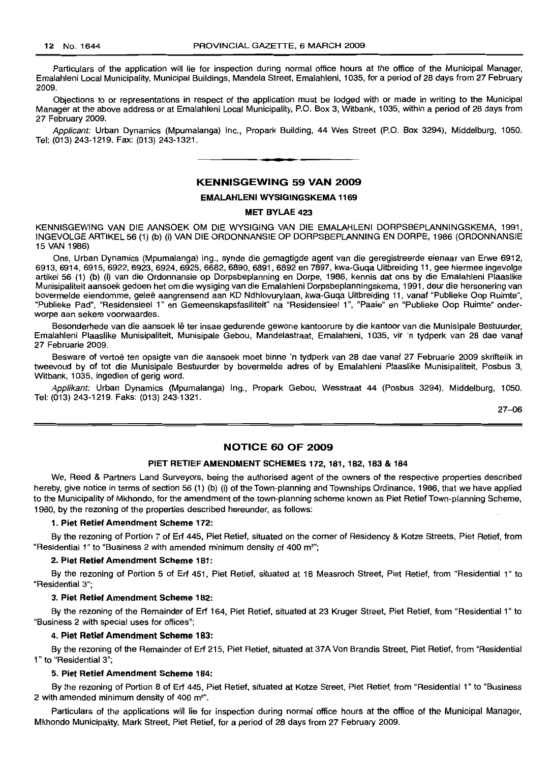Particulars of the application will lie for inspection during normal office hours at the office of the Municipal Manager, Emalahleni Local Municipality, Municipal Buildings, Mandela Street, Emalahleni, 1035, for a period of 28 days from 27 February 2009.

Objections to or representations in respect of the application must be lodged with or made in writing to the Municipal Manager at the above address or at Emalahleni Local Municipality, P.O. Box 3, Witbank, 1035, within a period of 28 days from 27 February 2009.

*Applicant:* Urban Dynamics (Mpumalanga) Inc., Propark Building, 44 Wes Street (P.O. Box 3294), Middelburg, 1050. Tel: (013) 243-1219. Fax: (013) 243-1321.

## KENNISGEWING 59 VAN 2009

### EMALAHLENI WYSIGINGSKEMA 1169

### MET BYLAE 423

KENNISGEWING VAN DIE AANSOEK OM DIE WYSIGING VAN DIE EMALAHLENI DORPSBEPLANNINGSKEMA, 1991, INGEVOLGE ARTIKEL 56 (1) (b) (i) VAN DIE ORDONNANSIE OP DORPSBEPLANNING EN DORPE, 1986 (ORDONNANSIE 15 VAN 1986)

Ons, Urban Dynamics (Mpumalanga) Ing., synde die gemagtigde agent van die geregistreerde eienaar van Erwe 6912, 6913, 6914, 6915, 6922, 6923, 6924, 6925, 6682, 6890, 6891, 6892 en 7897, kwa-Guqa Uitbreiding 11, gee hiermee ingevolge artikel 56 (1) (b) (i) van die Ordonnansie op Dorpsbeplanning en Dorpe, 1986, kennis dat ons by die Emalahleni Plaaslike Munisipaliteit aansoek gedoen het om die wysiging van die Emalahleni Dorpsbeplanningskema, 1991, deur die hersonering van bovermelde eiendomme, geleë aangrensend aan KD Ndhlovurylaan, kwa-Guqa Uitbreiding 11, vanaf "Publieke Oop Ruimte", "Publieke Pad", "Residensieel 1" en Gemeenskapsfasiliteit" na "Residensieel 1", "Paaie" en "Publieke Oop Ruimte" onderworpe aan sekere voorwaardes.

Besonderhede van die aansoek lê ter insae gedurende gewone kantoorure by die kantoor van die Munisipale Bestuurder, Emalahleni Plaaslike Munisipaliteit, Munisipale Gebou, Mandelastraat, Emalahleni, 1035, vir 'n tydperk van 28 dae vanaf 27 Februarie 2009.

Besware of vertoë ten opsigte van die aansoek moet binne 'n tydperk van 28 dae vanaf 27 Februarie 2009 skriftelik in tweevoud by of tot die Munisipale Bestuurder by bovermelde adres of by Emalahleni Plaaslike Munisipaliteit, Posbus 3, Witbank, 1035, ingedien of gerig word.

*Applikant:* Urban Dynamics (Mpumalanga) Ing., Propark Gebou, Wesstraat 44 (Posbus 3294), Middelburg, 1050. Tel: (013) 243-1219. Faks: (013) 243-1321.

27–06

## NOTICE 60 OF 2009

### PIET RETIEF AMENDMENT SCHEMES 172, 181, 182, 183 & 184

We, Reed & Partners Land Surveyors, being the authorised agent of the owners of the respective properties described hereby, give notice in terms of section 56 (1) (b) (i) of the Town-planning and Townships Ordinance, 1986, that we have applied to the Municipality of Mkhondo, for the amendment of the town-planning scheme known as Piet Retief Town-planning Scheme, 1980, by the rezoning of the properties described hereunder, as follows:

**1. Piet Retief Amendment Scheme 172:**

By the rezoning of Portion 7 of Erf 445, Piet Retief, situated on the corner of Residency & Kotze Streets, Piet Retief, from "Residential 1" to "Business 2 with amended minimum density of 400 m²";

**2. Piet Retief Amendment Scheme 181:**

By the rezoning of Portion 5 of Erf 451, Piet Retief, situated at 18 Measroch Street, Piet Retief, from "Residential 1" to "Residential 3";

**3. Piet Retief Amendment Scheme 182:**

By the rezoning of the Remainder of Erf 164, Piet Retief, situated at 23 Kruger Street, Piet Retief, from "Residential 1" to "Business 2 with special uses for offices";

**4. Piet Retief Amendment Scheme 183:**

By the rezoning of the Remainder of Erf 215, Piet Retief, situated at 37A Von Brandis Street, Piet Retief, from "Residential 1" to "Residential 3";

**5. Piet Retief Amendment Scheme 184:**

By the rezoning of Portion 8 of Erf 445, Piet Retief, situated at Kotze Street, Piet Retief, from "Residential 1" to "Business 2 with amended minimum density of 400 m²".

Particulars of the applications will lie for inspection during normal office hours at the office of the Municipal Manager, Mkhondo Municipality, Mark Street, Piet Retief, for a period of 28 days from 27 February 2009.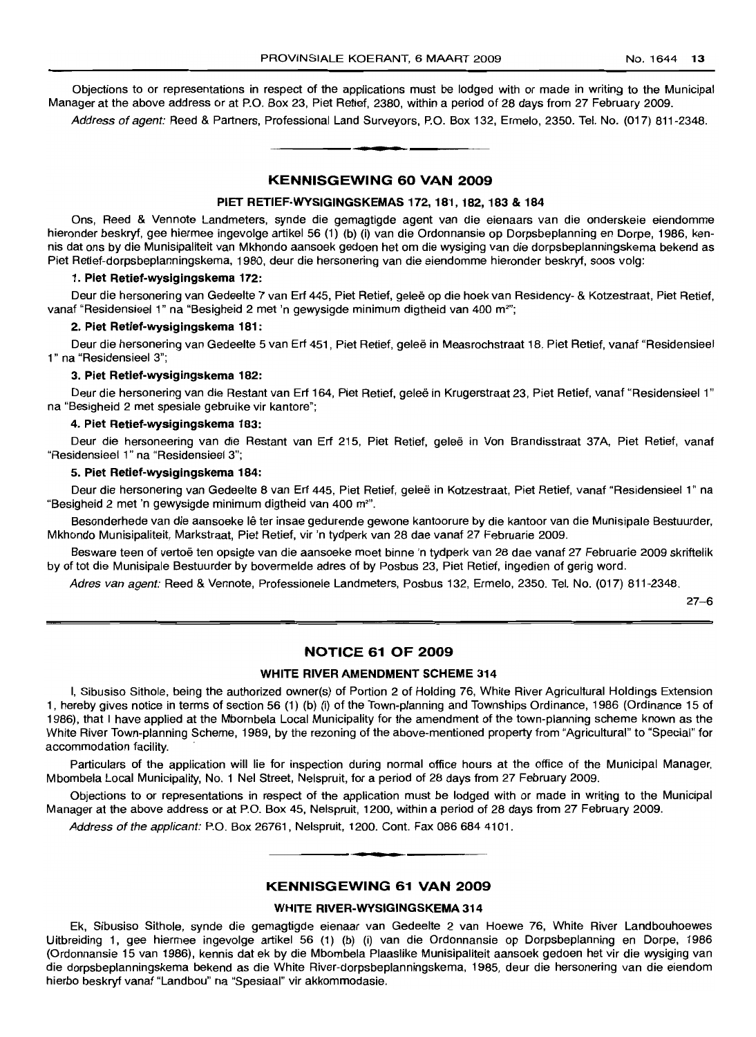Objections to or representations in respect of the applications must be lodged with or made in writing to the Municipal Manager at the above address or at P.O. Box 23, Piet Retief, 2380, within a period of 28 days from 27 February 2009.

*Address of agent:* Reed & Partners, Professional Land Surveyors, P.O. Box 132, Ermelo, 2350. Tel. No. (017) 811-2348.

## KENNISGEWING 60 VAN 2009

### PIET RETIEF-WYSIGINGSKEMAS 172, 181, 182, 183 & 184

Ons, Reed & Vennote Landmeters, synde die gemagtigde agent van die eienaars van die onderskeie eiendomme hieronder beskryf, gee hiermee ingevolge artikel 56 (1) (b) (i) van die Ordonnansie op Dorpsbeplanning en Dorpe, 1986, kennis dat ons by die Munisipaliteit van Mkhondo aansoek gedoen het om die wysiging van die dorpsbeplanningskema bekend as Piet Retief-dorpsbeplanningskema, 1980, deur die hersonering van die eiendomme hieronder beskryf, soos volg:

**1. Piet Retief-wysigingskema 172:**

Deur die hersonering van Gedeelte 7 van Erf 445, Piet Retief, geleë op die hoek van Residency- & Kotzestraat, Piet Retief, vanaf "Residensieel 1" na "Besigheid 2 met 'n gewysigde minimum digtheid van 400 m²";

**2. Piet Retief-wysigingskema 181:**

Deur die hersonering van Gedeelte 5 van Erf 451, Piet Retief, geleë in Measrochstraat 18, Piet Retief, vanaf "Residensieel 1" na "Residensieel 3";

**3. Piet Retief-wysigingskema 182:**

Deur die hersonering van die Restant van Erf 164, Piet Retief, geleë in Krugerstraat 23, Piet Retief, vanaf "Residensieel 1" na "Besigheid 2 met spesiale gebruike vir kantore";

**4. Piet Retief-wysigingskema 183:**

Deur die hersoneering van die Restant van Erf 215, Piet Retief, geleë in Von Brandisstraat 37A, Piet Retief, vanaf "Residensieel 1" na "Residensieel 3";

**5. Piet Retief-wysigingskema 184:**

Deur die hersonering van Gedeelte 8 van Erf 445, Piet Retief, geleë in Kotzestraat, Piet Retief, vanaf "Residensieel 1" na "Besigheid 2 met 'n gewysigde minimum digtheid van 400 m²".

Besonderhede van die aansoeke lê ter insae gedurende gewone kantoorure by die kantoor van die Munisipale Bestuurder, Mkhondo Munisipaliteit, Markstraat, Piet Retief, vir 'n tydperk van 28 dae vanaf 27 Februarie 2009.

Besware teen of vertoë ten opsigte van die aansoeke moet binne 'n tydperk van 28 dae vanaf 27 Februarie 2009 skriftelik by of tot die Munisipale Bestuurder by bovermelde adres of by Posbus 23, Piet Retief, ingedien of gerig word.

*Adres van agent:* Reed & Vennote, Professionele Landmeters, Posbus 132, Ermelo, 2350. Tel. No. (017) 811-2348.

27–6

## NOTICE 61 OF 2009

### WHITE RIVER AMENDMENT SCHEME 314

I, Sibusiso Sithole, being the authorized owner(s) of Portion 2 of Holding 76, White River Agricultural Holdings Extension 1, hereby gives notice in terms of section 56 (1) (b) (i) of the Town-planning and Townships Ordinance, 1986 (Ordinance 15 of 1986), that I have applied at the Mbombela Local Municipality for the amendment of the town-planning scheme known as the White River Town-planning Scheme, 1989, by the rezoning of the above-mentioned property from "Agricultural" to "Special" for accommodation facility.

Particulars of the application will lie for inspection during normal office hours at the office of the Municipal Manager, Mbombela Local Municipality, No. 1 Nel Street, Nelspruit, for a period of 28 days from 27 February 2009.

Objections to or representations in respect of the application must be lodged with or made in writing to the Municipal Manager at the above address or at P.O. Box 45, Nelspruit, 1200, within a period of 28 days from 27 February 2009.

*Address of the applicant:* P.O. Box 26761, Nelspruit, 1200. Cont. Fax 086 684 4101.

## KENNISGEWING 61 VAN 2009

### WHITE RIVER-WYSIGINGSKEMA 314

Ek, Sibusiso Sithole, synde die gemagtigde eienaar van Gedeelte 2 van Hoewe 76, White River Landbouhoewes Uitbreiding 1, gee hiermee ingevolge artikel 56 (1) (b) (i) van die Ordonnansie op Dorpsbeplanning en Dorpe, 1986 (Ordonnansie 15 van 1986), kennis dat ek by die Mbombela Plaaslike Munisipaliteit aansoek gedoen het vir die wysiging van die dorpsbeplanningskema bekend as die White River-dorpsbeplanningskema, 1985, deur die hersonering van die eiendom hierbo beskryf vanaf "Landbou" na "Spesiaal" vir akkommodasie.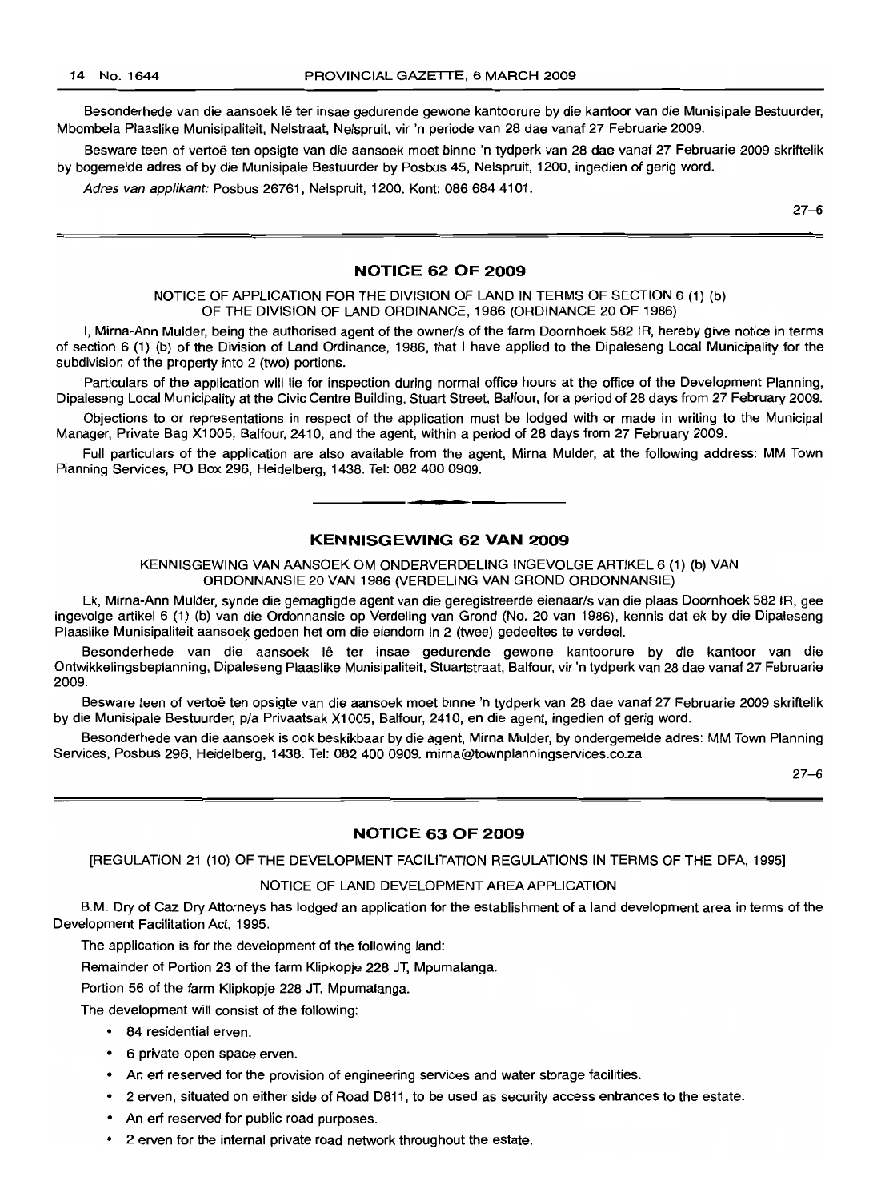Besonderhede van die aansoek lê ter insae gedurende gewone kantoorure by die kantoor van die Munisipale Bestuurder, Mbombela Plaaslike Munisipaliteit, Nelstraat, Nelspruit, vir 'n periode van 28 dae vanaf 27 Februarie 2009.

Besware teen of vertoë ten opsigte van die aansoek moet binne 'n tydperk van 28 dae vanaf 27 Februarie 2009 skriftelik by bogemelde adres of by die Munisipale Bestuurder by Posbus 45, Nelspruit, 1200, ingedien of gerig word.

*Adres van applikant:* Posbus 26761, Nelspruit, 1200. Kont: 086 684 4101.

27–6

## NOTICE 62 OF 2009

NOTICE OF APPLICATION FOR THE DIVISION OF LAND IN TERMS OF SECTION 6 (1) (b) OF THE DIVISION OF LAND ORDINANCE, 1986 (ORDINANCE 20 OF 1986)

I, Mirna-Ann Mulder, being the authorised agent of the owner/s of the farm Doornhoek 582 IR, hereby give notice in terms of section 6 (1) (b) of the Division of Land Ordinance, 1986, that I have applied to the Dipaleseng Local Municipality for the subdivision of the property into 2 (two) portions.

Particulars of the application will lie for inspection during normal office hours at the office of the Development Planning, Dipaleseng Local Municipality at the Civic Centre Building, Stuart Street, Balfour, for a period of 28 days from 27 February 2009.

Objections to or representations in respect of the application must be lodged with or made in writing to the Municipal Manager, Private Bag X1005, Balfour, 2410, and the agent, within a period of 28 days from 27 February 2009.

Full particulars of the application are also available from the agent, Mirna Mulder, at the following address: MM Town Planning Services, PO Box 296, Heidelberg, 1438. Tel: 082 400 0909.

## KENNISGEWING 62 VAN 2009

KENNISGEWING VAN AANSOEK OM ONDERVERDELING INGEVOLGE ARTIKEL 6 (1) (b) VAN ORDONNANSIE 20 VAN 1986 (VERDELING VAN GROND ORDONNANSIE)

Ek, Mirna-Ann Mulder, synde die gemagtigde agent van die geregistreerde eienaar/s van die plaas Doornhoek 582 IR, gee ingevolge artikel 6 (1) (b) van die Ordonnansie op Verdeling van Grond (No. 20 van 1986), kennis dat ek by die Dipaleseng Plaaslike Munisipaliteit aansoek gedoen het om die eiendom in 2 (twee) gedeeltes te verdeel.

Besonderhede van die aansoek lê ter insae gedurende gewone kantoorure by die kantoor van die Ontwikkelingsbeplanning, Dipaleseng Plaaslike Munisipaliteit, Stuartstraat, Balfour, vir 'n tydperk van 28 dae vanaf 27 Februarie 2009.

Besware teen of vertoë ten opsigte van die aansoek moet binne 'n tydperk van 28 dae vanaf 27 Februarie 2009 skriftelik by die Munisipale Bestuurder, p/a Privaatsak X1005, Balfour, 2410, en die agent, ingedien of gerig word.

Besonderhede van die aansoek is ook beskikbaar by die agent, Mirna Mulder, by ondergemelde adres: MM Town Planning Services, Posbus 296, Heidelberg, 1438. Tel: 082 400 0909. mirna@townplanningservices.co.za

27–6

## NOTICE 63 OF 2009

[REGULATION 21 (10) OF THE DEVELOPMENT FACILITATION REGULATIONS IN TERMS OF THE DFA, 1995]

NOTICE OF LAND DEVELOPMENT AREA APPLICATION

B.M. Dry of Caz Dry Attorneys has lodged an application for the establishment of a land development area in terms of the Development Facilitation Act, 1995.

The application is for the development of the following land:

Remainder of Portion 23 of the farm Klipkopje 228 JT, Mpumalanga.

Portion 56 of the farm Klipkopje 228 JT, Mpumalanga.

The development will consist of the following:

- 84 residential erven.
- 6 private open space erven.
- An erf reserved for the provision of engineering services and water storage facilities.
- 2 erven, situated on either side of Road D811, to be used as security access entrances to the estate.
- An erf reserved for public road purposes.
- 2 erven for the internal private road network throughout the estate.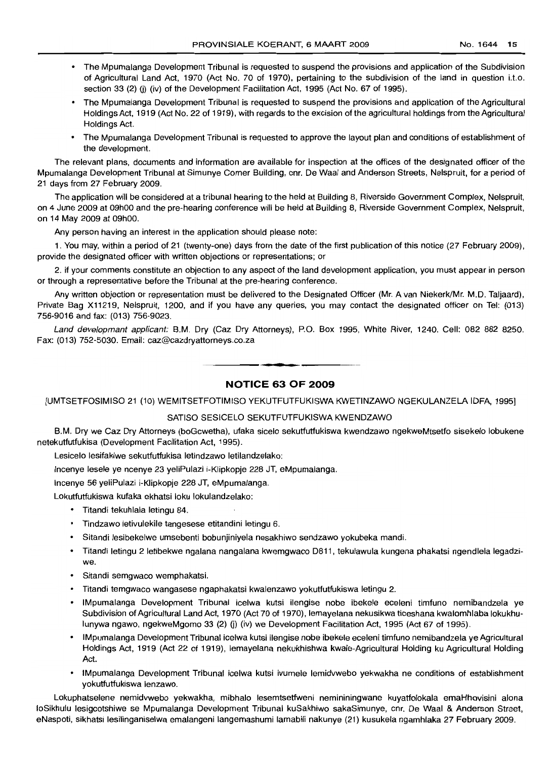- The Mpumalanga Development Tribunal is requested to suspend the provisions and application of the Subdivision of Agricultural Land Act, 1970 (Act No. 70 of 1970), pertaining to the subdivision of the land in question i.t.o. section 33 (2) (j) (iv) of the Development Facilitation Act, 1995 (Act No. 67 of 1995).
- The Mpumalanga Development Tribunal is requested to suspend the provisions and application of the Agricultural Holdings Act, 1919 (Act No. 22 of 1919), with regards to the excision of the agricultural holdings from the Agricultural Holdings Act.
- The Mpumalanga Development Tribunal is requested to approve the layout plan and conditions of establishment of the development.

The relevant plans, documents and information are available for inspection at the offices of the designated officer of the Mpumalanga Development Tribunal at Simunye Corner Building, cnr. De Waal and Anderson Streets, Nelspruit, for a period of 21 days from 27 February 2009.

The application will be considered at a tribunal hearing to the held at Building 8, Riverside Government Complex, Nelspruit, on 4 June 2009 at 09h00 and the pre-hearing conference will be held at Building 8, Riverside Government Complex, Nelspruit, on 14 May 2009 at 09h00.

Any person having an interest in the application should please note:

1. You may, within a period of 21 (twenty-one) days from the date of the first publication of this notice (27 February 2009), provide the designated officer with written objections or representations; or

2. if your comments constitute an objection to any aspect of the land development application, you must appear in person or through a representative before the Tribunal at the pre-hearing conference.

Any written objection or representation must be delivered to the Designated Officer (Mr. A van Niekerk/Mr. M.D. Taljaard), Private Bag X11219, Nelspruit, 1200, and if you have any queries, you may contact the designated officer on Tel: (013) 756-9016 and fax: (013) 756-9023.

*Land development applicant:* B.M. Dry (Caz Dry Attorneys), P.O. Box 1995, White River, 1240. Cell: 082 882 8250. Fax: (013) 752-5030. Email: caz@cazdryattorneys.co.za

## NOTICE 63 OF 2009

[UMTSETFOSIMISO 21 (10) WEMITSETFOTIMISO YEKUTFUTFUKISWA KWETINZAWO NGEKULANZELA IDFA, 1995]

SATISO SESICELO SEKUTFUTFUKISWA KWENDZAWO

B.M. Dry we Caz Dry Attorneys (boGcwetha), ufaka sicelo sekutfutfukiswa kwendzawo ngekweMtsetfo sisekelo lobukene netekutfutfukisa (Development Facilitation Act, 1995).

Lesicelo lesifakiwe sekutfutfukisa letindzawo letilandzelako:

Incenye lesele ye ncenye 23 yeliPulazi i-Klipkopje 228 JT, eMpumalanga.

Incenye 56 yeliPulazi i-Klipkopje 228 JT, eMpumalanga.

Lokutfutfukiswa kufaka ekhatsi loku lokulandzelako:

- Titandi tekuhlala letingu 84.
- Tindzawo letivulekile tangesese etitandini letingu 6.
- Sitandi lesibekelwe umsebenti bobunjiniyela nesakhiwo sendzawo yokubeka mandi.
- Titandi letingu 2 letibekwe ngalana nangalana kwemgwaco D811, tekulawula kungena phakatsi ngendlela legadziwe.
- Sitandi semgwaco wemphakatsi.
- Titandi temgwaco wangasese ngaphakatsi kwalenzawo yokutfutfukiswa letingu 2.
- IMpumalanga Development Tribunal icelwa kutsi ilengise nobe ibekele eceleni timfuno nemibandzela ye Subdivision of Agricultural Land Act, 1970 (Act 70 of 1970), lemayelana nekusikwa ticeshana kwalomhlaba lokukhulunywa ngawo, ngekweMgomo 33 (2) (j) (iv) we Development Facilitation Act, 1995 (Act 67 of 1995).
- IMpumalanga Development Tribunal icelwa kutsi ilengise nobe ibekele eceleni timfuno nemibandzela ye Agricultural Holdings Act, 1919 (Act 22 of 1919), lemayelana nekukhishwa kwale-Agricultural Holding ku Agricultural Holding Act.
- IMpumalanga Development Tribunal icelwa kutsi ivumele lemidvwebo yekwakha ne conditions of establishment yokutfutfukiswa lenzawo.

Lokuphatselene nemidvwebo yekwakha, mibhalo lesemtsetfweni nemininingwane kuyatfolokala emaHhovisini alona loSikhulu lesigcotshiwe se Mpumalanga Development Tribunal kuSakhiwo sakaSimunye, cnr. De Waal & Anderson Street, eNaspoti, sikhatsi lesilinganiselwa emalangeni langemashumi lamabili nakunye (21) kusukela ngamhlaka 27 February 2009.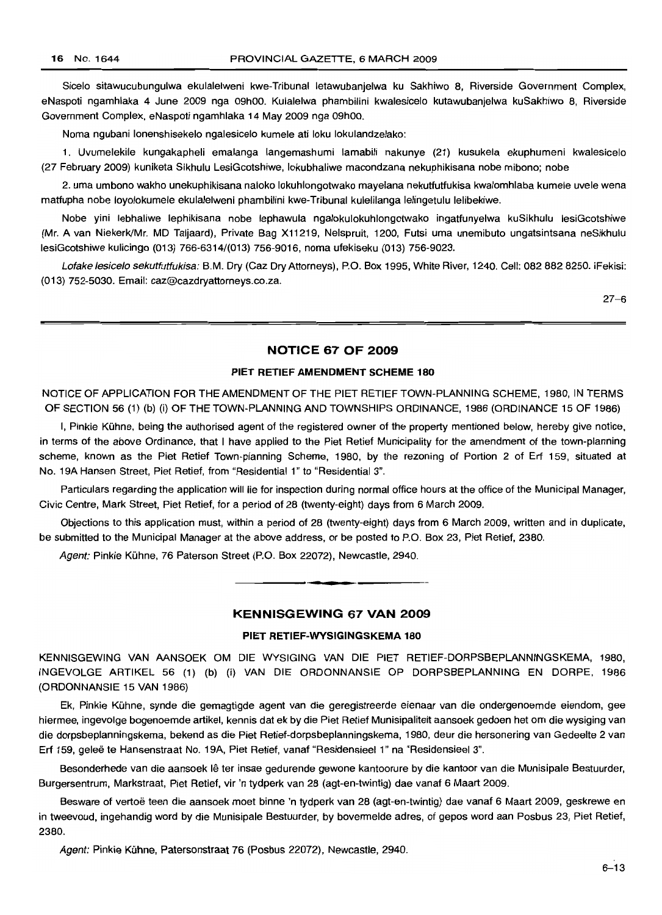Sicelo sitawucubungulwa ekulalelweni kwe-Tribunal letawubanjelwa ku Sakhiwo 8, Riverside Government Complex, eNaspoti ngamhlaka 4 June 2009 nga 09h00. Kulalelwa phambilini kwalesicelo kutawubanjelwa kuSakhiwo 8, Riverside Government Complex, eNaspoti ngamhlaka 14 May 2009 nga 09h00.

Noma ngubani lonenshisekelo ngalesicelo kumele ati loku lokulandzelako:

1. Uvumelekile kungakapheli emalanga langemashumi lamabili nakunye (21) kusukela ekuphumeni kwalesicelo (27 February 2009) kuniketa Sikhulu LesiGcotshiwe, lokubhaliwe macondzana nekuphikisana nobe mibono; nobe

2. uma umbono wakho unekuphikisana naloko lokuhlongotwako mayelana nekutfutfukisa kwalomhlaba kumele uvele wena matfupha nobe loyolokumele ekulalelweni phambilini kwe-Tribunal kulelilanga lelingetulu lelibekiwe.

Nobe yini lebhaliwe lephikisana nobe lephawula ngalokulokuhlongotwako ingatfunyelwa kuSikhulu lesiGcotshiwe (Mr. A van Niekerk/Mr. MD Taljaard), Private Bag X11219, Nelspruit, 1200, Futsi uma unemibuto ungatsintsana neSikhulu lesiGcotshiwe kulicingo (013) 766-6314/(013) 756-9016, noma ufekiseku (013) 756-9023.

*Lofake lesicelo sekutfutfukisa:* B.M. Dry (Caz Dry Attorneys), P.O. Box 1995, White River, 1240. Cell: 082 882 8250. iFekisi: (013) 752-5030. Email: caz@cazdryattorneys.co.za.

27–6

## NOTICE 67 OF 2009

### PIET RETIEF AMENDMENT SCHEME 180

NOTICE OF APPLICATION FOR THE AMENDMENT OF THE PIET RETIEF TOWN-PLANNING SCHEME, 1980, IN TERMS OF SECTION 56 (1) (b) (i) OF THE TOWN-PLANNING AND TOWNSHIPS ORDINANCE, 1986 (ORDINANCE 15 OF 1986)

I, Pinkie Kühne, being the authorised agent of the registered owner of the property mentioned below, hereby give notice, in terms of the above Ordinance, that I have applied to the Piet Retief Municipality for the amendment of the town-planning scheme, known as the Piet Retief Town-planning Scheme, 1980, by the rezoning of Portion 2 of Erf 159, situated at No. 19A Hansen Street, Piet Retief, from "Residential 1" to "Residential 3".

Particulars regarding the application will lie for inspection during normal office hours at the office of the Municipal Manager, Civic Centre, Mark Street, Piet Retief, for a period of 28 (twenty-eight) days from 6 March 2009.

Objections to this application must, within a period of 28 (twenty-eight) days from 6 March 2009, written and in duplicate, be submitted to the Municipal Manager at the above address, or be posted to P.O. Box 23, Piet Retief, 2380.

*Agent:* Pinkie Kühne, 76 Paterson Street (P.O. Box 22072), Newcastle, 2940.

## KENNISGEWING 67 VAN 2009

### PIET RETIEF-WYSIGINGSKEMA 180

KENNISGEWING VAN AANSOEK OM DIE WYSIGING VAN DIE PIET RETIEF-DORPSBEPLANNINGSKEMA, 1980, INGEVOLGE ARTIKEL 56 (1) (b) (i) VAN DIE ORDONNANSIE OP DORPSBEPLANNING EN DORPE, 1986 (ORDONNANSIE 15 VAN 1986)

Ek, Pinkie Kühne, synde die gemagtigde agent van die geregistreerde eienaar van die ondergenoemde eiendom, gee hiermee, ingevolge bogenoemde artikel, kennis dat ek by die Piet Retief Munisipaliteit aansoek gedoen het om die wysiging van die dorpsbeplanningskema, bekend as die Piet Retief-dorpsbeplanningskema, 1980, deur die hersonering van Gedeelte 2 van Erf 159, geleë te Hansenstraat No. 19A, Piet Retief, vanaf "Residensieel 1" na "Residensieel 3".

Besonderhede van die aansoek lê ter insae gedurende gewone kantoorure by die kantoor van die Munisipale Bestuurder, Burgersentrum, Markstraat, Piet Retief, vir 'n tydperk van 28 (agt-en-twintig) dae vanaf 6 Maart 2009.

Besware of vertoë teen die aansoek moet binne 'n tydperk van 28 (agt-en-twintig) dae vanaf 6 Maart 2009, geskrewe en in tweevoud, ingehandig word by die Munisipale Bestuurder, by bovermelde adres, of gepos word aan Posbus 23, Piet Retief, 2380.

*Agent:* Pinkie Kühne, Patersonstraat 76 (Posbus 22072), Newcastle, 2940.

6–13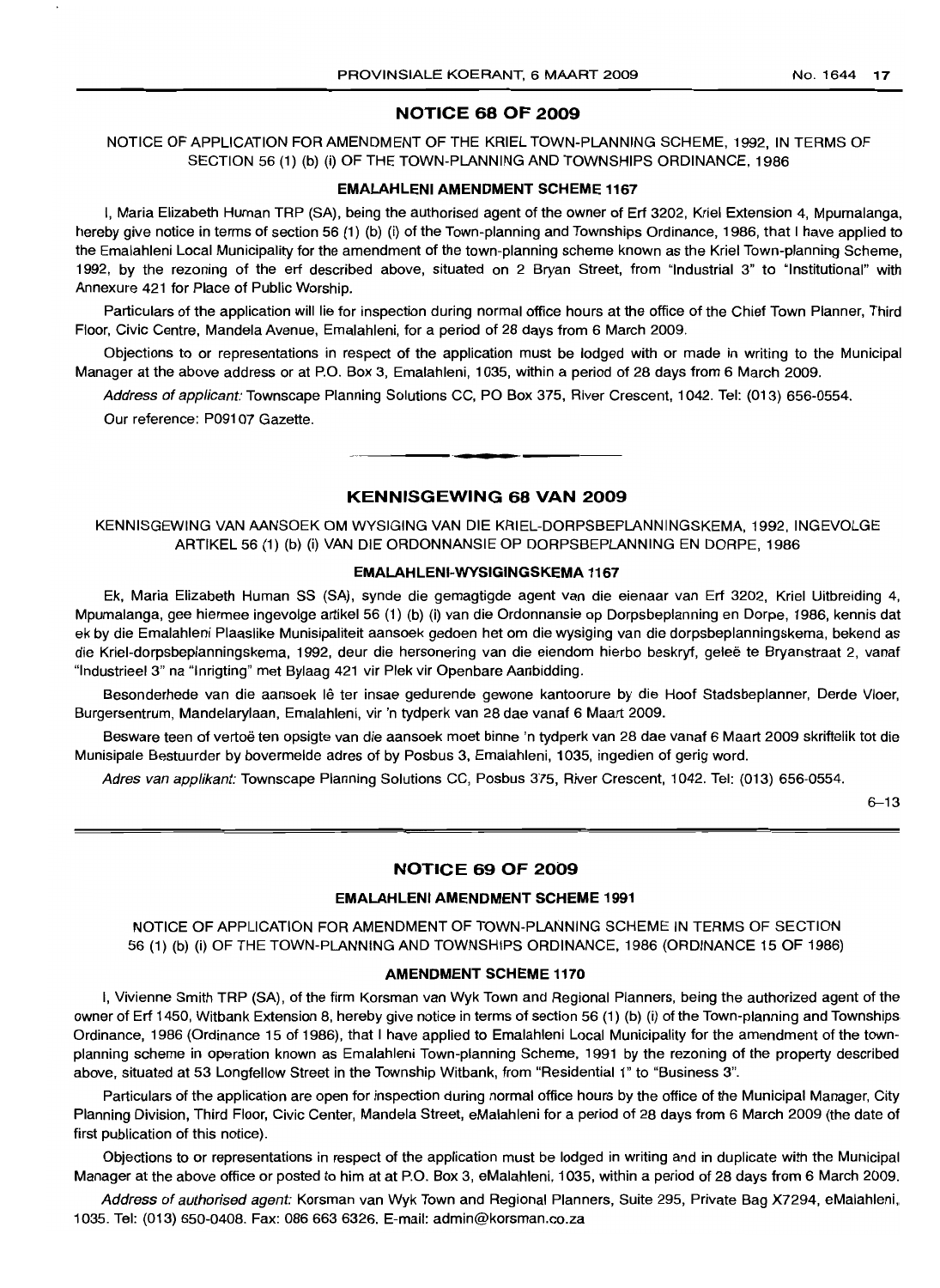## NOTICE 68 OF 2009

NOTICE OF APPLICATION FOR AMENDMENT OF THE KRIEL TOWN-PLANNING SCHEME, 1992, IN TERMS OF SECTION 56 (1) (b) (i) OF THE TOWN-PLANNING AND TOWNSHIPS ORDINANCE, 1986

### EMALAHLENI AMENDMENT SCHEME 1167

I, Maria Elizabeth Human TRP (SA), being the authorised agent of the owner of Erf 3202, Kriel Extension 4, Mpumalanga, hereby give notice in terms of section 56 (1) (b) (i) of the Town-planning and Townships Ordinance, 1986, that I have applied to the Emalahleni Local Municipality for the amendment of the town-planning scheme known as the Kriel Town-planning Scheme, 1992, by the rezoning of the erf described above, situated on 2 Bryan Street, from "Industrial 3" to "Institutional" with Annexure 421 for Place of Public Worship.

Particulars of the application will lie for inspection during normal office hours at the office of the Chief Town Planner, Third Floor, Civic Centre, Mandela Avenue, Emalahleni, for a period of 28 days from 6 March 2009.

Objections to or representations in respect of the application must be lodged with or made in writing to the Municipal Manager at the above address or at P.O. Box 3, Emalahleni, 1035, within a period of 28 days from 6 March 2009.

*Address of applicant:* Townscape Planning Solutions CC, PO Box 375, River Crescent, 1042. Tel: (013) 656-0554.

Our reference: P09107 Gazette.

---

## KENNISGEWING 68 VAN 2009

KENNISGEWING VAN AANSOEK OM WYSIGING VAN DIE KRIEL-DORPSBEPLANNINGSKEMA, 1992, INGEVOLGE ARTIKEL 56 (1) (b) (i) VAN DIE ORDONNANSIE OP DORPSBEPLANNING EN DORPE, 1986

### EMALAHLENI-WYSIGINGSKEMA 1167

Ek, Maria Elizabeth Human SS (SA), synde die gemagtigde agent van die eienaar van Erf 3202, Kriel Uitbreiding 4, Mpumalanga, gee hiermee ingevolge artikel 56 (1) (b) (i) van die Ordonnansie op Dorpsbeplanning en Dorpe, 1986, kennis dat ek by die Emalahleni Plaaslike Munisipaliteit aansoek gedoen het om die wysiging van die dorpsbeplanningskema, bekend as die Kriel-dorpsbeplanningskema, 1992, deur die hersonering van die eiendom hierbo beskryf, geleë te Bryanstraat 2, vanaf "Industrieel 3" na "Inrigting" met Bylaag 421 vir Plek vir Openbare Aanbidding.

Besonderhede van die aansoek lê ter insae gedurende gewone kantoorure by die Hoof Stadsbeplanner, Derde Vloer, Burgersentrum, Mandelarylaan, Emalahleni, vir 'n tydperk van 28 dae vanaf 6 Maart 2009.

Besware teen of vertoë ten opsigte van die aansoek moet binne 'n tydperk van 28 dae vanaf 6 Maart 2009 skriftelik tot die Munisipale Bestuurder by bovermelde adres of by Posbus 3, Emalahleni, 1035, ingedien of gerig word.

*Adres van applikant:* Townscape Planning Solutions CC, Posbus 375, River Crescent, 1042. Tel: (013) 656-0554.

6–13

---

## NOTICE 69 OF 2009

### EMALAHLENI AMENDMENT SCHEME 1991

NOTICE OF APPLICATION FOR AMENDMENT OF TOWN-PLANNING SCHEME IN TERMS OF SECTION 56 (1) (b) (i) OF THE TOWN-PLANNING AND TOWNSHIPS ORDINANCE, 1986 (ORDINANCE 15 OF 1986)

### AMENDMENT SCHEME 1170

I, Vivienne Smith TRP (SA), of the firm Korsman van Wyk Town and Regional Planners, being the authorized agent of the owner of Erf 1450, Witbank Extension 8, hereby give notice in terms of section 56 (1) (b) (i) of the Town-planning and Townships Ordinance, 1986 (Ordinance 15 of 1986), that I have applied to Emalahleni Local Municipality for the amendment of the town-planning scheme in operation known as Emalahleni Town-planning Scheme, 1991 by the rezoning of the property described above, situated at 53 Longfellow Street in the Township Witbank, from "Residential 1" to "Business 3".

Particulars of the application are open for inspection during normal office hours by the office of the Municipal Manager, City Planning Division, Third Floor, Civic Center, Mandela Street, eMalahleni for a period of 28 days from 6 March 2009 (the date of first publication of this notice).

Objections to or representations in respect of the application must be lodged in writing and in duplicate with the Municipal Manager at the above office or posted to him at at P.O. Box 3, eMalahleni, 1035, within a period of 28 days from 6 March 2009.

*Address of authorised agent:* Korsman van Wyk Town and Regional Planners, Suite 295, Private Bag X7294, eMalahleni, 1035. Tel: (013) 650-0408. Fax: 086 663 6326. E-mail: admin@korsman.co.za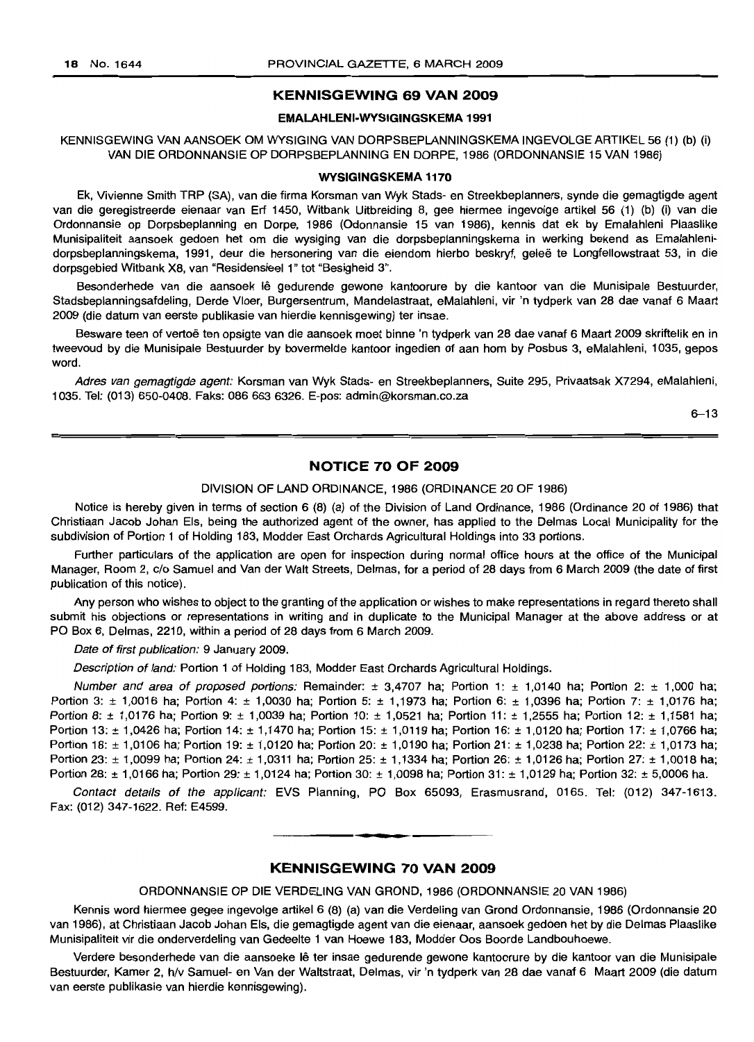## KENNISGEWING 69 VAN 2009

### EMALAHLENI-WYSIGINGSKEMA 1991

KENNISGEWING VAN AANSOEK OM WYSIGING VAN DORPSBEPLANNINGSKEMA INGEVOLGE ARTIKEL 56 (1) (b) (i) VAN DIE ORDONNANSIE OP DORPSBEPLANNING EN DORPE, 1986 (ORDONNANSIE 15 VAN 1986)

### WYSIGINGSKEMA 1170

Ek, Vivienne Smith TRP (SA), van die firma Korsman van Wyk Stads- en Streekbeplanners, synde die gemagtigde agent van die geregistreerde eienaar van Erf 1450, Witbank Uitbreiding 8, gee hiermee ingevolge artikel 56 (1) (b) (i) van die Ordonnansie op Dorpsbeplanning en Dorpe, 1986 (Odonnansie 15 van 1986), kennis dat ek by Emalahleni Plaaslike Munisipaliteit aansoek gedoen het om die wysiging van die dorpsbeplanningskema in werking bekend as Emalahleni-dorpsbeplanningskema, 1991, deur die hersonering van die eiendom hierbo beskryf, geleë te Longfellowstraat 53, in die dorpsgebied Witbank X8, van "Residensieel 1" tot "Besigheid 3".

Besonderhede van die aansoek lê gedurende gewone kantoorure by die kantoor van die Munisipale Bestuurder, Stadsbeplanningsafdeling, Derde Vloer, Burgersentrum, Mandelastraat, eMalahleni, vir 'n tydperk van 28 dae vanaf 6 Maart 2009 (die datum van eerste publikasie van hierdie kennisgewing) ter insae.

Besware teen of vertoë ten opsigte van die aansoek moet binne 'n tydperk van 28 dae vanaf 6 Maart 2009 skriftelik en in tweevoud by die Munisipale Bestuurder by bovermelde kantoor ingedien of aan hom by Posbus 3, eMalahleni, 1035, gepos word.

*Adres van gemagtigde agent:* Korsman van Wyk Stads- en Streekbeplanners, Suite 295, Privaatsak X7294, eMalahleni, 1035. Tel: (013) 650-0408. Faks: 086 663 6326. E-pos: admin@korsman.co.za

6–13

## NOTICE 70 OF 2009

DIVISION OF LAND ORDINANCE, 1986 (ORDINANCE 20 OF 1986)

Notice is hereby given in terms of section 6 (8) (a) of the Division of Land Ordinance, 1986 (Ordinance 20 of 1986) that Christiaan Jacob Johan Els, being the authorized agent of the owner, has applied to the Delmas Local Municipality for the subdivision of Portion 1 of Holding 183, Modder East Orchards Agricultural Holdings into 33 portions.

Further particulars of the application are open for inspection during normal office hours at the office of the Municipal Manager, Room 2, c/o Samuel and Van der Walt Streets, Delmas, for a period of 28 days from 6 March 2009 (the date of first publication of this notice).

Any person who wishes to object to the granting of the application or wishes to make representations in regard thereto shall submit his objections or representations in writing and in duplicate to the Municipal Manager at the above address or at PO Box 6, Delmas, 2210, within a period of 28 days from 6 March 2009.

*Date of first publication:* 9 January 2009.

*Description of land:* Portion 1 of Holding 183, Modder East Orchards Agricultural Holdings.

*Number and area of proposed portions:* Remainder: ± 3,4707 ha; Portion 1: ± 1,0140 ha; Portion 2: ± 1,000 ha; Portion 3: ± 1,0016 ha; Portion 4: ± 1,0030 ha; Portion 5: ± 1,1973 ha; Portion 6: ± 1,0396 ha; Portion 7: ± 1,0176 ha; Portion 8: ± 1,0176 ha; Portion 9: ± 1,0039 ha; Portion 10: ± 1,0521 ha; Portion 11: ± 1,2555 ha; Portion 12: ± 1,1581 ha; Portion 13: ± 1,0426 ha; Portion 14: ± 1,1470 ha; Portion 15: ± 1,0119 ha; Portion 16: ± 1,0120 ha; Portion 17: ± 1,0766 ha; Portion 18: ± 1,0106 ha; Portion 19: ± 1,0120 ha; Portion 20: ± 1,0190 ha; Portion 21: ± 1,0238 ha; Portion 22: ± 1,0173 ha; Portion 23: ± 1,0099 ha; Portion 24: ± 1,0311 ha; Portion 25: ± 1,1334 ha; Portion 26: ± 1,0126 ha; Portion 27: ± 1,0018 ha; Portion 28: ± 1,0166 ha; Portion 29: ± 1,0124 ha; Portion 30: ± 1,0098 ha; Portion 31: ± 1,0129 ha; Portion 32: ± 5,0006 ha.

*Contact details of the applicant:* EVS Planning, PO Box 65093, Erasmusrand, 0165. Tel: (012) 347-1613. Fax: (012) 347-1622. Ref: E4599.

## KENNISGEWING 70 VAN 2009

ORDONNANSIE OP DIE VERDELING VAN GROND, 1986 (ORDONNANSIE 20 VAN 1986)

Kennis word hiermee gegee ingevolge artikel 6 (8) (a) van die Verdeling van Grond Ordonnansie, 1986 (Ordonnansie 20 van 1986), at Christiaan Jacob Johan Els, die gemagtigde agent van die eienaar, aansoek gedoen het by die Delmas Plaaslike Munisipaliteit vir die onderverdeling van Gedeelte 1 van Hoewe 183, Modder Oos Boorde Landbouhoewe.

Verdere besonderhede van die aansoeke lê ter insae gedurende gewone kantoorure by die kantoor van die Munisipale Bestuurder, Kamer 2, h/v Samuel- en Van der Waltstraat, Delmas, vir 'n tydperk van 28 dae vanaf 6 Maart 2009 (die datum van eerste publikasie van hierdie kennisgewing).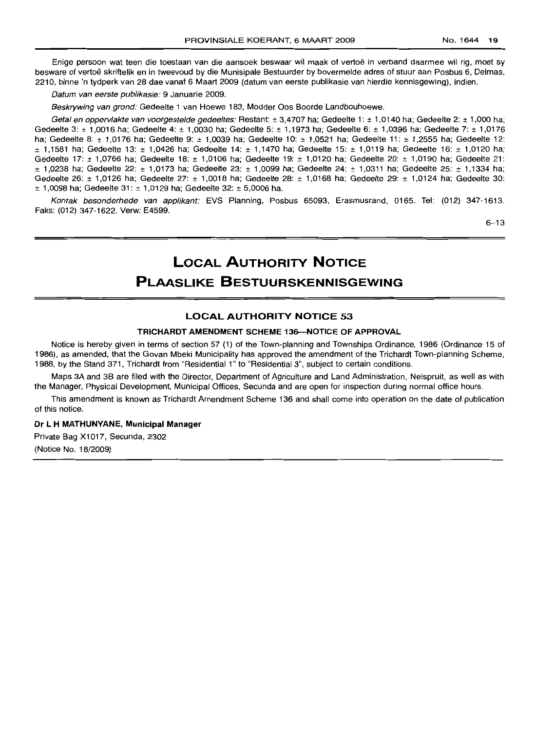Enige persoon wat teen die toestaan van die aansoek beswaar wil maak of vertoë in verband daarmee wil rig, moet sy besware of vertoë skriftelik en in tweevoud by die Munisipale Bestuurder by bovermelde adres of stuur aan Posbus 6, Delmas, 2210, binne 'n tydperk van 28 dae vanaf 6 Maart 2009 (datum van eerste publikasie van hierdie kennisgewing), indien.

*Datum van eerste publikasie:* 9 Januarie 2009.

*Beskrywing van grond:* Gedeelte 1 van Hoewe 183, Modder Oos Boorde Landbouhoewe.

*Getal en oppervlakte van voorgestelde gedeeltes:* Restant: ± 3,4707 ha; Gedeelte 1: ± 1,0140 ha; Gedeelte 2: ± 1,000 ha; Gedeelte 3: ± 1,0016 ha; Gedeelte 4: ± 1,0030 ha; Gedeelte 5: ± 1,1973 ha; Gedeelte 6: ± 1,0396 ha; Gedeelte 7: ± 1,0176 ha; Gedeelte 8: ± 1,0176 ha; Gedeelte 9: ± 1,0039 ha; Gedeelte 10: ± 1,0521 ha; Gedeelte 11: ± 1,2555 ha; Gedeelte 12: ± 1,1581 ha; Gedeelte 13: ± 1,0426 ha; Gedeelte 14: ± 1,1470 ha; Gedeelte 15: ± 1,0119 ha; Gedeelte 16: ± 1,0120 ha; Gedeelte 17: ± 1,0766 ha; Gedeelte 18: ± 1,0106 ha; Gedeelte 19: ± 1,0120 ha; Gedeelte 20: ± 1,0190 ha; Gedeelte 21: ± 1,0238 ha; Gedeelte 22: ± 1,0173 ha; Gedeelte 23: ± 1,0099 ha; Gedeelte 24: ± 1,0311 ha; Gedeelte 25: ± 1,1334 ha; Gedeelte 26: ± 1,0126 ha; Gedeelte 27: ± 1,0018 ha; Gedeelte 28: ± 1,0168 ha; Gedeelte 29: ± 1,0124 ha; Gedeelte 30: ± 1,0098 ha; Gedeelte 31: ± 1,0129 ha; Gedeelte 32: ± 5,0006 ha.

*Kontak besonderhede van applikant:* EVS Planning, Posbus 65093, Erasmusrand, 0165. Tel: (012) 347-1613. Faks: (012) 347-1622. Verw: E4599.

6–13

# LOCAL AUTHORITY NOTICE
# PLAASLIKE BESTUURSKENNISGEWING

## LOCAL AUTHORITY NOTICE 53

### TRICHARDT AMENDMENT SCHEME 136—NOTICE OF APPROVAL

Notice is hereby given in terms of section 57 (1) of the Town-planning and Townships Ordinance, 1986 (Ordinance 15 of 1986), as amended, that the Govan Mbeki Municipality has approved the amendment of the Trichardt Town-planning Scheme, 1988, by the Stand 371, Trichardt from "Residential 1" to "Residential 3", subject to certain conditions.

Maps 3A and 3B are filed with the Director, Department of Agriculture and Land Administration, Nelspruit, as well as with the Manager, Physical Development, Municipal Offices, Secunda and are open for inspection during normal office hours.

This amendment is known as Trichardt Amendment Scheme 136 and shall come into operation on the date of publication of this notice.

**Dr L H MATHUNYANE, Municipal Manager**

Private Bag X1017, Secunda, 2302

(Notice No. 18/2009)